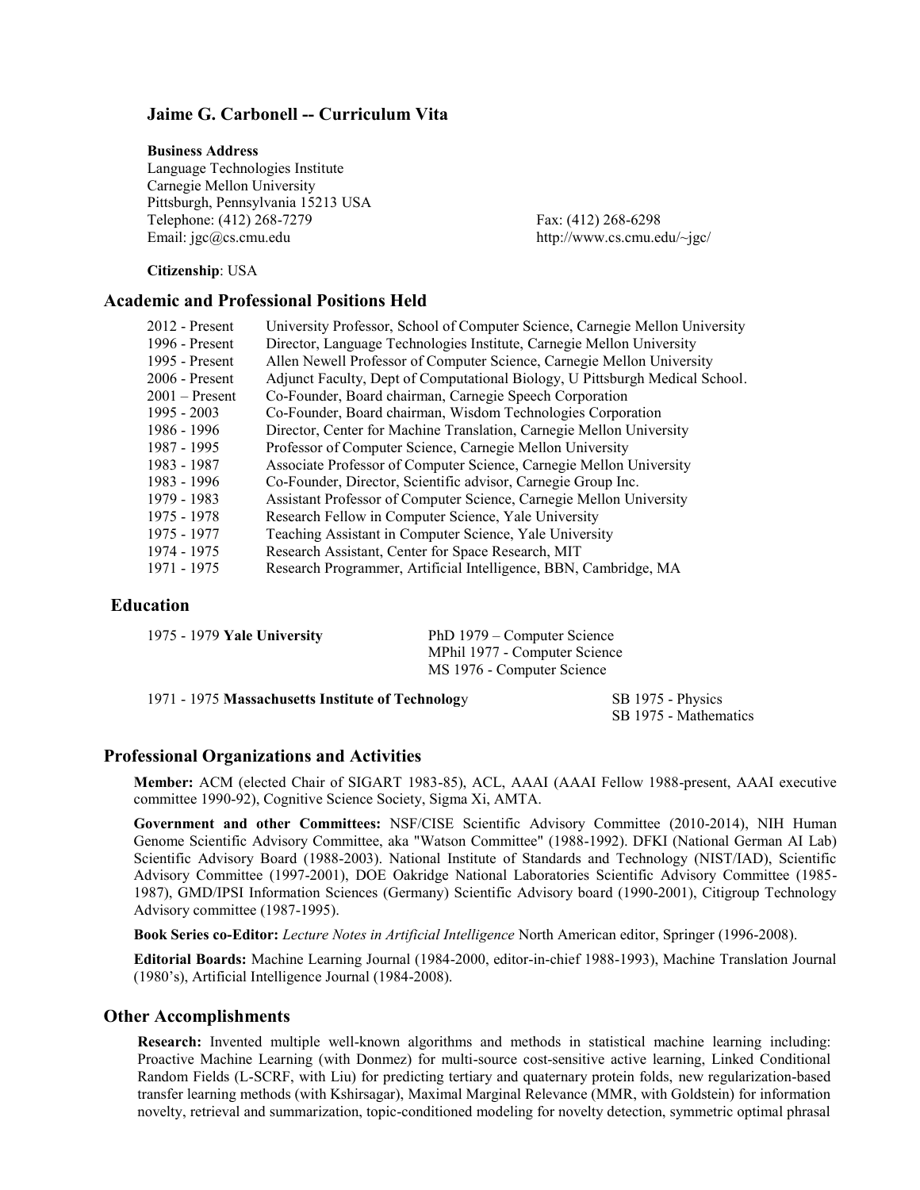## Jaime G. Carbonell -- Curriculum Vita

**Business Address**
Language Technologies Institute
Carnegie Mellon University
Pittsburgh, Pennsylvania 15213 USA
Telephone: (412) 268-7279
Email: jgc@cs.cmu.edu

Fax: (412) 268-6298
http://www.cs.cmu.edu/~jgc/

**Citizenship**: USA

### Academic and Professional Positions Held

| | |
|---|---|
| 2012 - Present | University Professor, School of Computer Science, Carnegie Mellon University |
| 1996 - Present | Director, Language Technologies Institute, Carnegie Mellon University |
| 1995 - Present | Allen Newell Professor of Computer Science, Carnegie Mellon University |
| 2006 - Present | Adjunct Faculty, Dept of Computational Biology, U Pittsburgh Medical School. |
| 2001 – Present | Co-Founder, Board chairman, Carnegie Speech Corporation |
| 1995 - 2003 | Co-Founder, Board chairman, Wisdom Technologies Corporation |
| 1986 - 1996 | Director, Center for Machine Translation, Carnegie Mellon University |
| 1987 - 1995 | Professor of Computer Science, Carnegie Mellon University |
| 1983 - 1987 | Associate Professor of Computer Science, Carnegie Mellon University |
| 1983 - 1996 | Co-Founder, Director, Scientific advisor, Carnegie Group Inc. |
| 1979 - 1983 | Assistant Professor of Computer Science, Carnegie Mellon University |
| 1975 - 1978 | Research Fellow in Computer Science, Yale University |
| 1975 - 1977 | Teaching Assistant in Computer Science, Yale University |
| 1974 - 1975 | Research Assistant, Center for Space Research, MIT |
| 1971 - 1975 | Research Programmer, Artificial Intelligence, BBN, Cambridge, MA |

### Education

1975 - 1979 **Yale University**
- PhD 1979 – Computer Science
- MPhil 1977 - Computer Science
- MS 1976 - Computer Science

1971 - 1975 **Massachusetts Institute of Technolog**y
- SB 1975 - Physics
- SB 1975 - Mathematics

### Professional Organizations and Activities

**Member:** ACM (elected Chair of SIGART 1983-85), ACL, AAAI (AAAI Fellow 1988-present, AAAI executive committee 1990-92), Cognitive Science Society, Sigma Xi, AMTA.

**Government and other Committees:** NSF/CISE Scientific Advisory Committee (2010-2014), NIH Human Genome Scientific Advisory Committee, aka "Watson Committee" (1988-1992). DFKI (National German AI Lab) Scientific Advisory Board (1988-2003). National Institute of Standards and Technology (NIST/IAD), Scientific Advisory Committee (1997-2001), DOE Oakridge National Laboratories Scientific Advisory Committee (1985-1987), GMD/IPSI Information Sciences (Germany) Scientific Advisory board (1990-2001), Citigroup Technology Advisory committee (1987-1995).

**Book Series co-Editor:** *Lecture Notes in Artificial Intelligence* North American editor, Springer (1996-2008).

**Editorial Boards:** Machine Learning Journal (1984-2000, editor-in-chief 1988-1993), Machine Translation Journal (1980's), Artificial Intelligence Journal (1984-2008).

### Other Accomplishments

**Research:** Invented multiple well-known algorithms and methods in statistical machine learning including: Proactive Machine Learning (with Donmez) for multi-source cost-sensitive active learning, Linked Conditional Random Fields (L-SCRF, with Liu) for predicting tertiary and quaternary protein folds, new regularization-based transfer learning methods (with Kshirsagar), Maximal Marginal Relevance (MMR, with Goldstein) for information novelty, retrieval and summarization, topic-conditioned modeling for novelty detection, symmetric optimal phrasal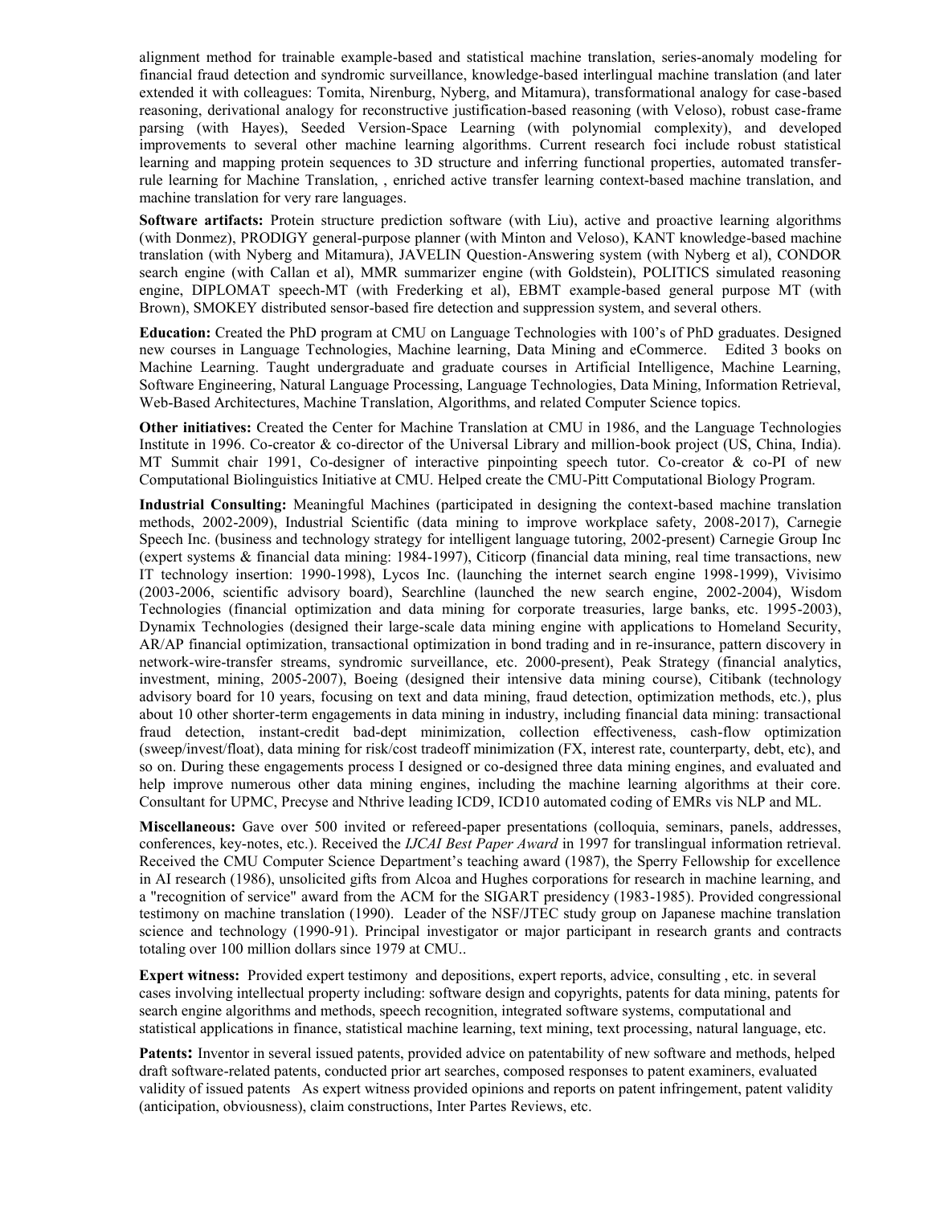alignment method for trainable example-based and statistical machine translation, series-anomaly modeling for financial fraud detection and syndromic surveillance, knowledge-based interlingual machine translation (and later extended it with colleagues: Tomita, Nirenburg, Nyberg, and Mitamura), transformational analogy for case-based reasoning, derivational analogy for reconstructive justification-based reasoning (with Veloso), robust case-frame parsing (with Hayes), Seeded Version-Space Learning (with polynomial complexity), and developed improvements to several other machine learning algorithms. Current research foci include robust statistical learning and mapping protein sequences to 3D structure and inferring functional properties, automated transfer-rule learning for Machine Translation, , enriched active transfer learning context-based machine translation, and machine translation for very rare languages.

**Software artifacts:** Protein structure prediction software (with Liu), active and proactive learning algorithms (with Donmez), PRODIGY general-purpose planner (with Minton and Veloso), KANT knowledge-based machine translation (with Nyberg and Mitamura), JAVELIN Question-Answering system (with Nyberg et al), CONDOR search engine (with Callan et al), MMR summarizer engine (with Goldstein), POLITICS simulated reasoning engine, DIPLOMAT speech-MT (with Frederking et al), EBMT example-based general purpose MT (with Brown), SMOKEY distributed sensor-based fire detection and suppression system, and several others.

**Education:** Created the PhD program at CMU on Language Technologies with 100's of PhD graduates. Designed new courses in Language Technologies, Machine learning, Data Mining and eCommerce. Edited 3 books on Machine Learning. Taught undergraduate and graduate courses in Artificial Intelligence, Machine Learning, Software Engineering, Natural Language Processing, Language Technologies, Data Mining, Information Retrieval, Web-Based Architectures, Machine Translation, Algorithms, and related Computer Science topics.

**Other initiatives:** Created the Center for Machine Translation at CMU in 1986, and the Language Technologies Institute in 1996. Co-creator & co-director of the Universal Library and million-book project (US, China, India). MT Summit chair 1991, Co-designer of interactive pinpointing speech tutor. Co-creator & co-PI of new Computational Biolinguistics Initiative at CMU. Helped create the CMU-Pitt Computational Biology Program.

**Industrial Consulting:** Meaningful Machines (participated in designing the context-based machine translation methods, 2002-2009), Industrial Scientific (data mining to improve workplace safety, 2008-2017), Carnegie Speech Inc. (business and technology strategy for intelligent language tutoring, 2002-present) Carnegie Group Inc (expert systems & financial data mining: 1984-1997), Citicorp (financial data mining, real time transactions, new IT technology insertion: 1990-1998), Lycos Inc. (launching the internet search engine 1998-1999), Vivisimo (2003-2006, scientific advisory board), Searchline (launched the new search engine, 2002-2004), Wisdom Technologies (financial optimization and data mining for corporate treasuries, large banks, etc. 1995-2003), Dynamix Technologies (designed their large-scale data mining engine with applications to Homeland Security, AR/AP financial optimization, transactional optimization in bond trading and in re-insurance, pattern discovery in network-wire-transfer streams, syndromic surveillance, etc. 2000-present), Peak Strategy (financial analytics, investment, mining, 2005-2007), Boeing (designed their intensive data mining course), Citibank (technology advisory board for 10 years, focusing on text and data mining, fraud detection, optimization methods, etc.), plus about 10 other shorter-term engagements in data mining in industry, including financial data mining: transactional fraud detection, instant-credit bad-dept minimization, collection effectiveness, cash-flow optimization (sweep/invest/float), data mining for risk/cost tradeoff minimization (FX, interest rate, counterparty, debt, etc), and so on. During these engagements process I designed or co-designed three data mining engines, and evaluated and help improve numerous other data mining engines, including the machine learning algorithms at their core. Consultant for UPMC, Precyse and Nthrive leading ICD9, ICD10 automated coding of EMRs vis NLP and ML.

**Miscellaneous:** Gave over 500 invited or refereed-paper presentations (colloquia, seminars, panels, addresses, conferences, key-notes, etc.). Received the *IJCAI Best Paper Award* in 1997 for translingual information retrieval. Received the CMU Computer Science Department's teaching award (1987), the Sperry Fellowship for excellence in AI research (1986), unsolicited gifts from Alcoa and Hughes corporations for research in machine learning, and a "recognition of service" award from the ACM for the SIGART presidency (1983-1985). Provided congressional testimony on machine translation (1990). Leader of the NSF/JTEC study group on Japanese machine translation science and technology (1990-91). Principal investigator or major participant in research grants and contracts totaling over 100 million dollars since 1979 at CMU..

**Expert witness:** Provided expert testimony and depositions, expert reports, advice, consulting , etc. in several cases involving intellectual property including: software design and copyrights, patents for data mining, patents for search engine algorithms and methods, speech recognition, integrated software systems, computational and statistical applications in finance, statistical machine learning, text mining, text processing, natural language, etc.

**Patents:** Inventor in several issued patents, provided advice on patentability of new software and methods, helped draft software-related patents, conducted prior art searches, composed responses to patent examiners, evaluated validity of issued patents As expert witness provided opinions and reports on patent infringement, patent validity (anticipation, obviousness), claim constructions, Inter Partes Reviews, etc.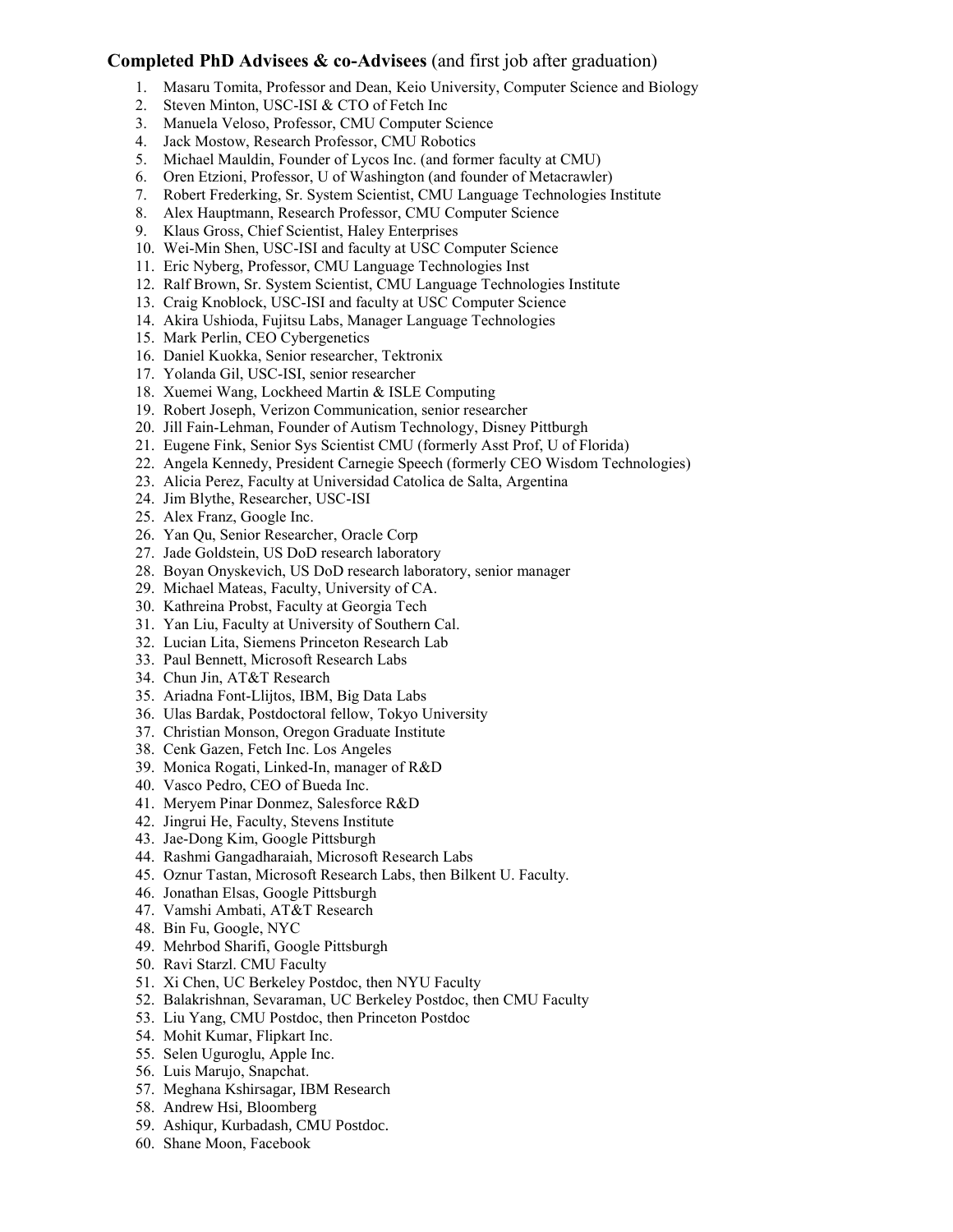**Completed PhD Advisees & co-Advisees** (and first job after graduation)

1. Masaru Tomita, Professor and Dean, Keio University, Computer Science and Biology
2. Steven Minton, USC-ISI & CTO of Fetch Inc
3. Manuela Veloso, Professor, CMU Computer Science
4. Jack Mostow, Research Professor, CMU Robotics
5. Michael Mauldin, Founder of Lycos Inc. (and former faculty at CMU)
6. Oren Etzioni, Professor, U of Washington (and founder of Metacrawler)
7. Robert Frederking, Sr. System Scientist, CMU Language Technologies Institute
8. Alex Hauptmann, Research Professor, CMU Computer Science
9. Klaus Gross, Chief Scientist, Haley Enterprises
10. Wei-Min Shen, USC-ISI and faculty at USC Computer Science
11. Eric Nyberg, Professor, CMU Language Technologies Inst
12. Ralf Brown, Sr. System Scientist, CMU Language Technologies Institute
13. Craig Knoblock, USC-ISI and faculty at USC Computer Science
14. Akira Ushioda, Fujitsu Labs, Manager Language Technologies
15. Mark Perlin, CEO Cybergenetics
16. Daniel Kuokka, Senior researcher, Tektronix
17. Yolanda Gil, USC-ISI, senior researcher
18. Xuemei Wang, Lockheed Martin & ISLE Computing
19. Robert Joseph, Verizon Communication, senior researcher
20. Jill Fain-Lehman, Founder of Autism Technology, Disney Pittburgh
21. Eugene Fink, Senior Sys Scientist CMU (formerly Asst Prof, U of Florida)
22. Angela Kennedy, President Carnegie Speech (formerly CEO Wisdom Technologies)
23. Alicia Perez, Faculty at Universidad Catolica de Salta, Argentina
24. Jim Blythe, Researcher, USC-ISI
25. Alex Franz, Google Inc.
26. Yan Qu, Senior Researcher, Oracle Corp
27. Jade Goldstein, US DoD research laboratory
28. Boyan Onyskevich, US DoD research laboratory, senior manager
29. Michael Mateas, Faculty, University of CA.
30. Kathreina Probst, Faculty at Georgia Tech
31. Yan Liu, Faculty at University of Southern Cal.
32. Lucian Lita, Siemens Princeton Research Lab
33. Paul Bennett, Microsoft Research Labs
34. Chun Jin, AT&T Research
35. Ariadna Font-Llijtos, IBM, Big Data Labs
36. Ulas Bardak, Postdoctoral fellow, Tokyo University
37. Christian Monson, Oregon Graduate Institute
38. Cenk Gazen, Fetch Inc. Los Angeles
39. Monica Rogati, Linked-In, manager of R&D
40. Vasco Pedro, CEO of Bueda Inc.
41. Meryem Pinar Donmez, Salesforce R&D
42. Jingrui He, Faculty, Stevens Institute
43. Jae-Dong Kim, Google Pittsburgh
44. Rashmi Gangadharaiah, Microsoft Research Labs
45. Oznur Tastan, Microsoft Research Labs, then Bilkent U. Faculty.
46. Jonathan Elsas, Google Pittsburgh
47. Vamshi Ambati, AT&T Research
48. Bin Fu, Google, NYC
49. Mehrbod Sharifi, Google Pittsburgh
50. Ravi Starzl. CMU Faculty
51. Xi Chen, UC Berkeley Postdoc, then NYU Faculty
52. Balakrishnan, Sevaraman, UC Berkeley Postdoc, then CMU Faculty
53. Liu Yang, CMU Postdoc, then Princeton Postdoc
54. Mohit Kumar, Flipkart Inc.
55. Selen Uguroglu, Apple Inc.
56. Luis Marujo, Snapchat.
57. Meghana Kshirsagar, IBM Research
58. Andrew Hsi, Bloomberg
59. Ashiqur, Kurbadash, CMU Postdoc.
60. Shane Moon, Facebook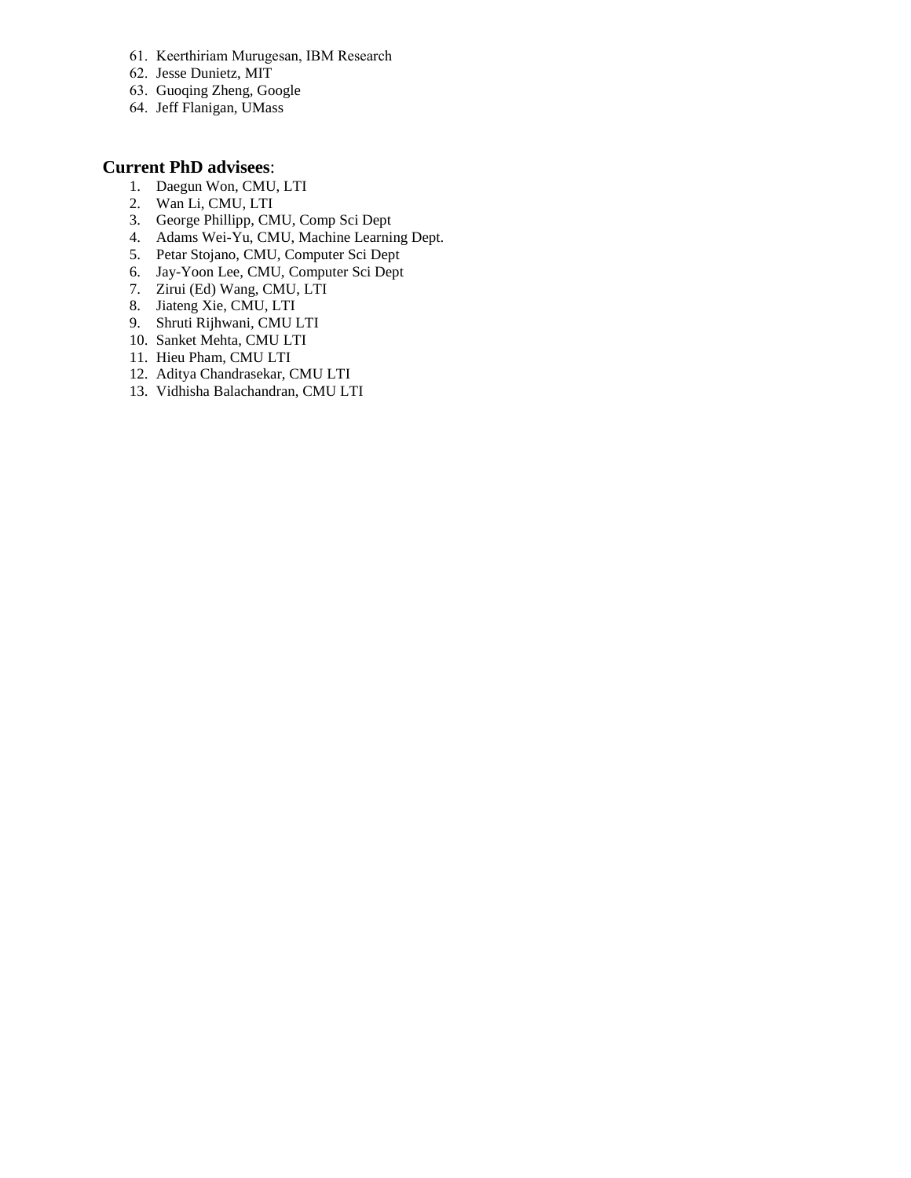61. Keerthiriam Murugesan, IBM Research
62. Jesse Dunietz, MIT
63. Guoqing Zheng, Google
64. Jeff Flanigan, UMass

**Current PhD advisees**:

1. Daegun Won, CMU, LTI
2. Wan Li, CMU, LTI
3. George Phillipp, CMU, Comp Sci Dept
4. Adams Wei-Yu, CMU, Machine Learning Dept.
5. Petar Stojano, CMU, Computer Sci Dept
6. Jay-Yoon Lee, CMU, Computer Sci Dept
7. Zirui (Ed) Wang, CMU, LTI
8. Jiateng Xie, CMU, LTI
9. Shruti Rijhwani, CMU LTI
10. Sanket Mehta, CMU LTI
11. Hieu Pham, CMU LTI
12. Aditya Chandrasekar, CMU LTI
13. Vidhisha Balachandran, CMU LTI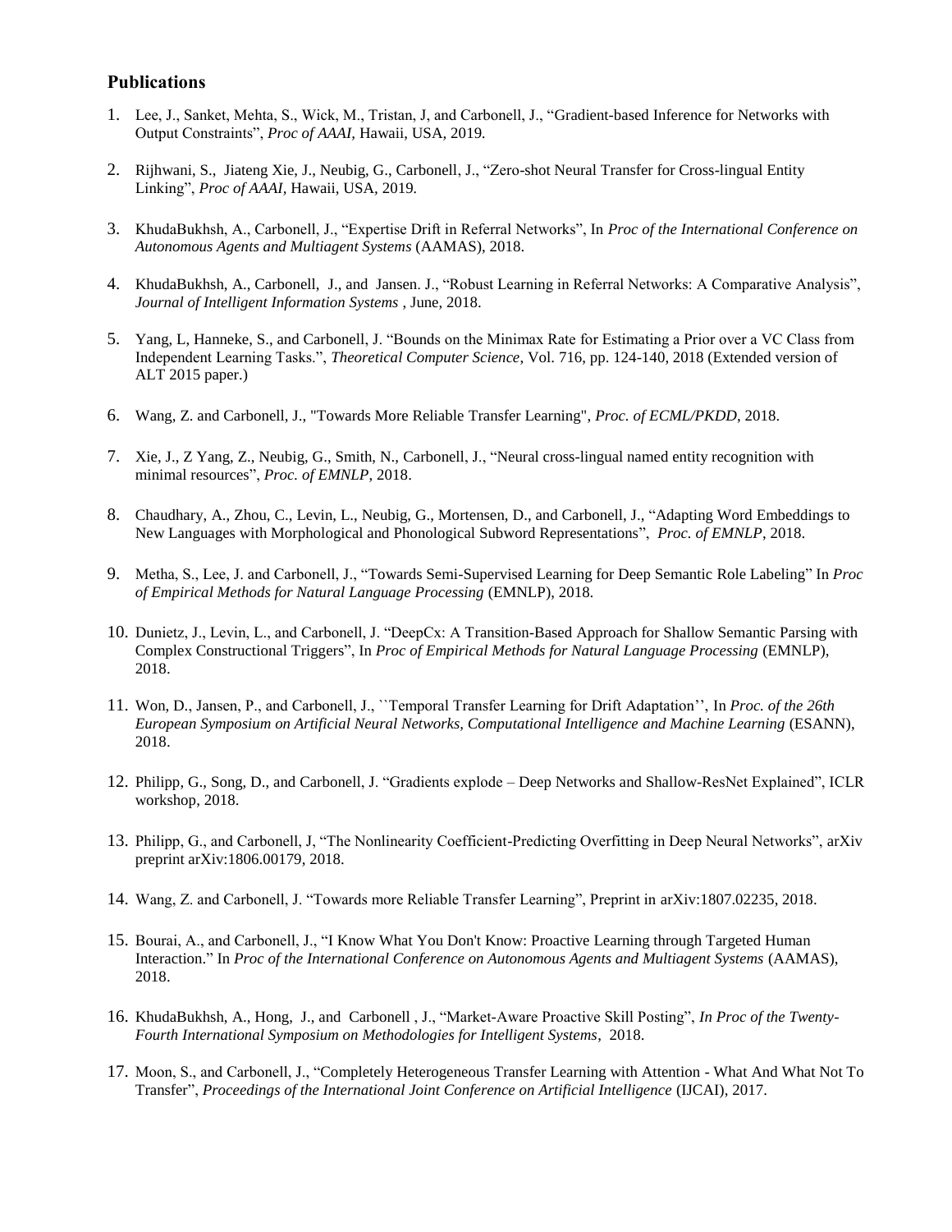## Publications

1. Lee, J., Sanket, Mehta, S., Wick, M., Tristan, J, and Carbonell, J., "Gradient-based Inference for Networks with Output Constraints", *Proc of AAAI*, Hawaii, USA, 2019.

2. Rijhwani, S., Jiateng Xie, J., Neubig, G., Carbonell, J., "Zero-shot Neural Transfer for Cross-lingual Entity Linking", *Proc of AAAI*, Hawaii, USA, 2019.

3. KhudaBukhsh, A., Carbonell, J., "Expertise Drift in Referral Networks", In *Proc of the International Conference on Autonomous Agents and Multiagent Systems* (AAMAS), 2018.

4. KhudaBukhsh, A., Carbonell, J., and Jansen. J., "Robust Learning in Referral Networks: A Comparative Analysis", *Journal of Intelligent Information Systems* , June, 2018.

5. Yang, L, Hanneke, S., and Carbonell, J. "Bounds on the Minimax Rate for Estimating a Prior over a VC Class from Independent Learning Tasks.", *Theoretical Computer Science*, Vol. 716, pp. 124-140, 2018 (Extended version of ALT 2015 paper.)

6. Wang, Z. and Carbonell, J., "Towards More Reliable Transfer Learning", *Proc. of ECML/PKDD*, 2018.

7. Xie, J., Z Yang, Z., Neubig, G., Smith, N., Carbonell, J., "Neural cross-lingual named entity recognition with minimal resources", *Proc. of EMNLP*, 2018.

8. Chaudhary, A., Zhou, C., Levin, L., Neubig, G., Mortensen, D., and Carbonell, J., "Adapting Word Embeddings to New Languages with Morphological and Phonological Subword Representations", *Proc. of EMNLP*, 2018.

9. Metha, S., Lee, J. and Carbonell, J., "Towards Semi-Supervised Learning for Deep Semantic Role Labeling" In *Proc of Empirical Methods for Natural Language Processing* (EMNLP), 2018.

10. Dunietz, J., Levin, L., and Carbonell, J. "DeepCx: A Transition-Based Approach for Shallow Semantic Parsing with Complex Constructional Triggers", In *Proc of Empirical Methods for Natural Language Processing* (EMNLP), 2018.

11. Won, D., Jansen, P., and Carbonell, J., ``Temporal Transfer Learning for Drift Adaptation'', In *Proc. of the 26th European Symposium on Artificial Neural Networks, Computational Intelligence and Machine Learning* (ESANN), 2018.

12. Philipp, G., Song, D., and Carbonell, J. "Gradients explode – Deep Networks and Shallow-ResNet Explained", ICLR workshop, 2018.

13. Philipp, G., and Carbonell, J, "The Nonlinearity Coefficient-Predicting Overfitting in Deep Neural Networks", arXiv preprint arXiv:1806.00179, 2018.

14. Wang, Z. and Carbonell, J. "Towards more Reliable Transfer Learning", Preprint in arXiv:1807.02235, 2018.

15. Bourai, A., and Carbonell, J., "I Know What You Don't Know: Proactive Learning through Targeted Human Interaction." In *Proc of the International Conference on Autonomous Agents and Multiagent Systems* (AAMAS), 2018.

16. KhudaBukhsh, A., Hong, J., and Carbonell , J., "Market-Aware Proactive Skill Posting", *In Proc of the Twenty-Fourth International Symposium on Methodologies for Intelligent Systems*, 2018.

17. Moon, S., and Carbonell, J., "Completely Heterogeneous Transfer Learning with Attention - What And What Not To Transfer", *Proceedings of the International Joint Conference on Artificial Intelligence* (IJCAI), 2017.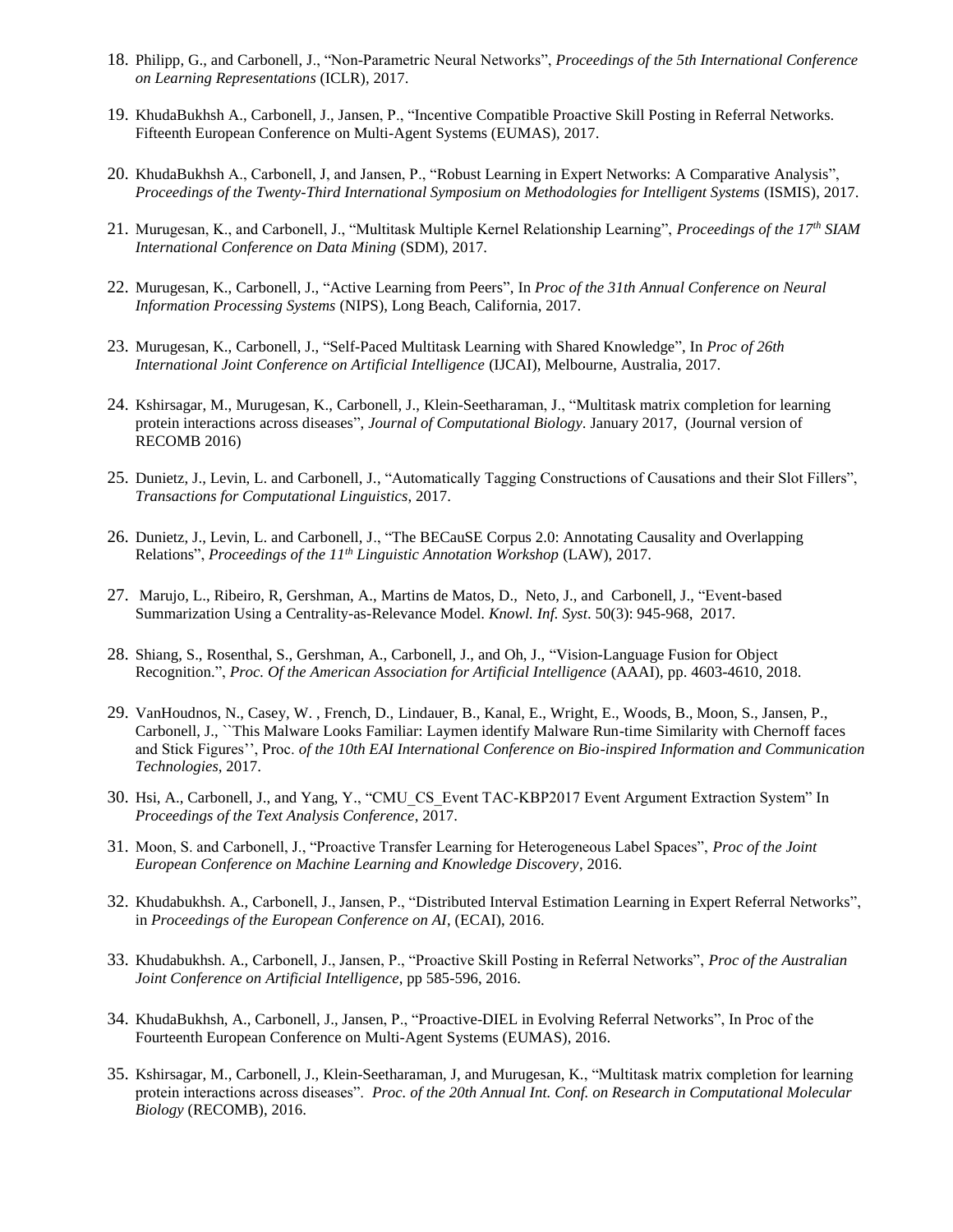18. Philipp, G., and Carbonell, J., "Non-Parametric Neural Networks", *Proceedings of the 5th International Conference on Learning Representations* (ICLR), 2017.

19. KhudaBukhsh A., Carbonell, J., Jansen, P., "Incentive Compatible Proactive Skill Posting in Referral Networks. Fifteenth European Conference on Multi-Agent Systems (EUMAS), 2017.

20. KhudaBukhsh A., Carbonell, J, and Jansen, P., "Robust Learning in Expert Networks: A Comparative Analysis", *Proceedings of the Twenty-Third International Symposium on Methodologies for Intelligent Systems* (ISMIS), 2017.

21. Murugesan, K., and Carbonell, J., "Multitask Multiple Kernel Relationship Learning", *Proceedings of the 17th SIAM International Conference on Data Mining* (SDM), 2017.

22. Murugesan, K., Carbonell, J., "Active Learning from Peers", In *Proc of the 31th Annual Conference on Neural Information Processing Systems* (NIPS), Long Beach, California, 2017.

23. Murugesan, K., Carbonell, J., "Self-Paced Multitask Learning with Shared Knowledge", In *Proc of 26th International Joint Conference on Artificial Intelligence* (IJCAI), Melbourne, Australia, 2017.

24. Kshirsagar, M., Murugesan, K., Carbonell, J., Klein-Seetharaman, J., "Multitask matrix completion for learning protein interactions across diseases", *Journal of Computational Biology*. January 2017, (Journal version of RECOMB 2016)

25. Dunietz, J., Levin, L. and Carbonell, J., "Automatically Tagging Constructions of Causations and their Slot Fillers", *Transactions for Computational Linguistics*, 2017.

26. Dunietz, J., Levin, L. and Carbonell, J., "The BECauSE Corpus 2.0: Annotating Causality and Overlapping Relations", *Proceedings of the 11th Linguistic Annotation Workshop* (LAW), 2017.

27. Marujo, L., Ribeiro, R, Gershman, A., Martins de Matos, D., Neto, J., and Carbonell, J., "Event-based Summarization Using a Centrality-as-Relevance Model. *Knowl. Inf. Syst*. 50(3): 945-968, 2017.

28. Shiang, S., Rosenthal, S., Gershman, A., Carbonell, J., and Oh, J., "Vision-Language Fusion for Object Recognition.", *Proc. Of the American Association for Artificial Intelligence* (AAAI), pp. 4603-4610, 2018.

29. VanHoudnos, N., Casey, W. , French, D., Lindauer, B., Kanal, E., Wright, E., Woods, B., Moon, S., Jansen, P., Carbonell, J., ``This Malware Looks Familiar: Laymen identify Malware Run-time Similarity with Chernoff faces and Stick Figures'', Proc. *of the 10th EAI International Conference on Bio-inspired Information and Communication Technologies*, 2017.

30. Hsi, A., Carbonell, J., and Yang, Y., "CMU_CS_Event TAC-KBP2017 Event Argument Extraction System" In *Proceedings of the Text Analysis Conference*, 2017.

31. Moon, S. and Carbonell, J., "Proactive Transfer Learning for Heterogeneous Label Spaces", *Proc of the Joint European Conference on Machine Learning and Knowledge Discovery*, 2016.

32. Khudabukhsh. A., Carbonell, J., Jansen, P., "Distributed Interval Estimation Learning in Expert Referral Networks", in *Proceedings of the European Conference on AI*, (ECAI), 2016.

33. Khudabukhsh. A., Carbonell, J., Jansen, P., "Proactive Skill Posting in Referral Networks", *Proc of the Australian Joint Conference on Artificial Intelligence*, pp 585-596, 2016.

34. KhudaBukhsh, A., Carbonell, J., Jansen, P., "Proactive-DIEL in Evolving Referral Networks", In Proc of the Fourteenth European Conference on Multi-Agent Systems (EUMAS), 2016.

35. Kshirsagar, M., Carbonell, J., Klein-Seetharaman, J, and Murugesan, K., "Multitask matrix completion for learning protein interactions across diseases". *Proc. of the 20th Annual Int. Conf. on Research in Computational Molecular Biology* (RECOMB), 2016.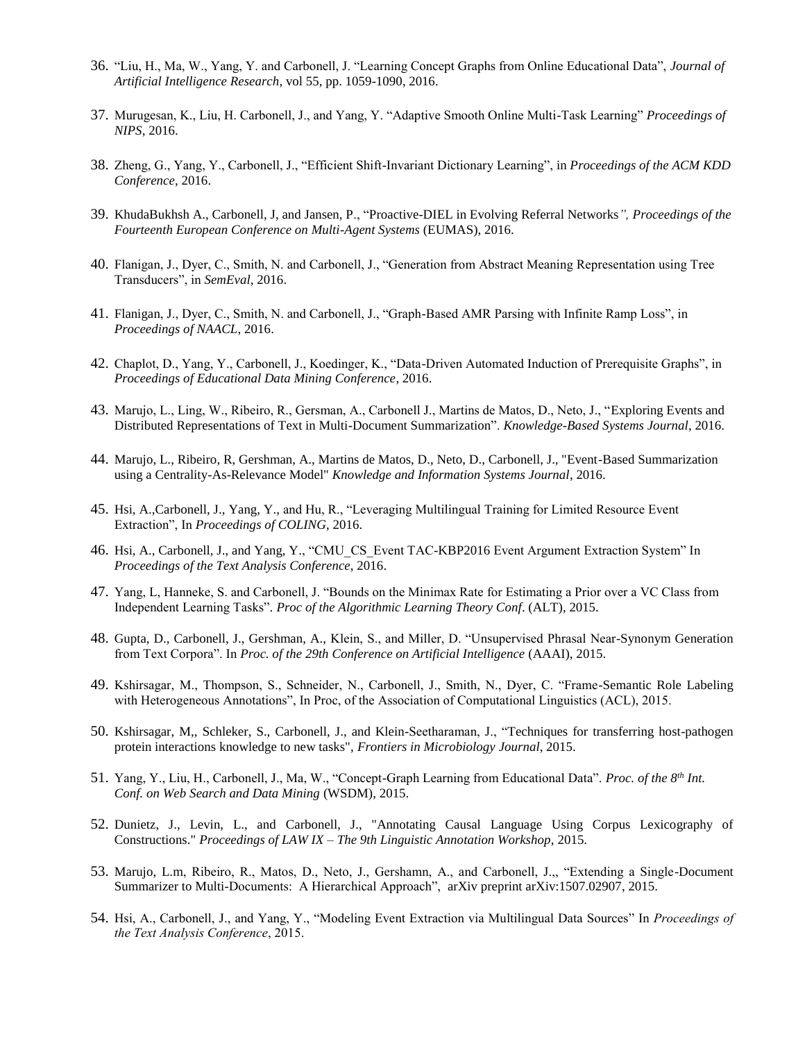36. "Liu, H., Ma, W., Yang, Y. and Carbonell, J. "Learning Concept Graphs from Online Educational Data", *Journal of Artificial Intelligence Research,* vol 55, pp. 1059-1090, 2016.

37. Murugesan, K., Liu, H. Carbonell, J., and Yang, Y. "Adaptive Smooth Online Multi-Task Learning" *Proceedings of NIPS,* 2016.

38. Zheng, G., Yang, Y., Carbonell, J., "Efficient Shift-Invariant Dictionary Learning", in *Proceedings of the ACM KDD Conference*, 2016.

39. KhudaBukhsh A., Carbonell, J, and Jansen, P., "Proactive-DIEL in Evolving Referral Networks*", Proceedings of the Fourteenth European Conference on Multi-Agent Systems* (EUMAS), 2016.

40. Flanigan, J., Dyer, C., Smith, N. and Carbonell, J., "Generation from Abstract Meaning Representation using Tree Transducers", in *SemEval*, 2016.

41. Flanigan, J., Dyer, C., Smith, N. and Carbonell, J., "Graph-Based AMR Parsing with Infinite Ramp Loss", in *Proceedings of NAACL,* 2016.

42. Chaplot, D., Yang, Y., Carbonell, J., Koedinger, K., "Data-Driven Automated Induction of Prerequisite Graphs", in *Proceedings of Educational Data Mining Conference*, 2016.

43. Marujo, L., Ling, W., Ribeiro, R., Gersman, A., Carbonell J., Martins de Matos, D., Neto, J., "Exploring Events and Distributed Representations of Text in Multi-Document Summarization". *Knowledge-Based Systems Journal*, 2016.

44. Marujo, L., Ribeiro, R, Gershman, A., Martins de Matos, D., Neto, D., Carbonell, J., "Event-Based Summarization using a Centrality-As-Relevance Model" *Knowledge and Information Systems Journal*, 2016.

45. Hsi, A.,Carbonell, J., Yang, Y., and Hu, R., "Leveraging Multilingual Training for Limited Resource Event Extraction", In *Proceedings of COLING*, 2016.

46. Hsi, A., Carbonell, J., and Yang, Y., "CMU_CS_Event TAC-KBP2016 Event Argument Extraction System" In *Proceedings of the Text Analysis Conference,* 2016.

47. Yang, L, Hanneke, S. and Carbonell, J. "Bounds on the Minimax Rate for Estimating a Prior over a VC Class from Independent Learning Tasks". *Proc of the Algorithmic Learning Theory Conf*. (ALT), 2015.

48. Gupta, D., Carbonell, J., Gershman, A., Klein, S., and Miller, D. "Unsupervised Phrasal Near-Synonym Generation from Text Corpora". In *Proc. of the 29th Conference on Artificial Intelligence* (AAAI), 2015.

49. Kshirsagar, M., Thompson, S., Schneider, N., Carbonell, J., Smith, N., Dyer, C. "Frame-Semantic Role Labeling with Heterogeneous Annotations", In Proc, of the Association of Computational Linguistics (ACL), 2015.

50. Kshirsagar, M,, Schleker, S., Carbonell, J., and Klein-Seetharaman, J., "Techniques for transferring host-pathogen protein interactions knowledge to new tasks", *Frontiers in Microbiology Journal*, 2015.

51. Yang, Y., Liu, H., Carbonell, J., Ma, W., "Concept-Graph Learning from Educational Data". *Proc. of the 8th Int. Conf. on Web Search and Data Mining* (WSDM), 2015.

52. Dunietz, J., Levin, L., and Carbonell, J., "Annotating Causal Language Using Corpus Lexicography of Constructions." *Proceedings of LAW IX – The 9th Linguistic Annotation Workshop*, 2015.

53. Marujo, L.m, Ribeiro, R., Matos, D., Neto, J., Gershamn, A., and Carbonell, J.,, "Extending a Single-Document Summarizer to Multi-Documents: A Hierarchical Approach", arXiv preprint arXiv:1507.02907, 2015.

54. Hsi, A., Carbonell, J., and Yang, Y., "Modeling Event Extraction via Multilingual Data Sources" In *Proceedings of the Text Analysis Conference*, 2015.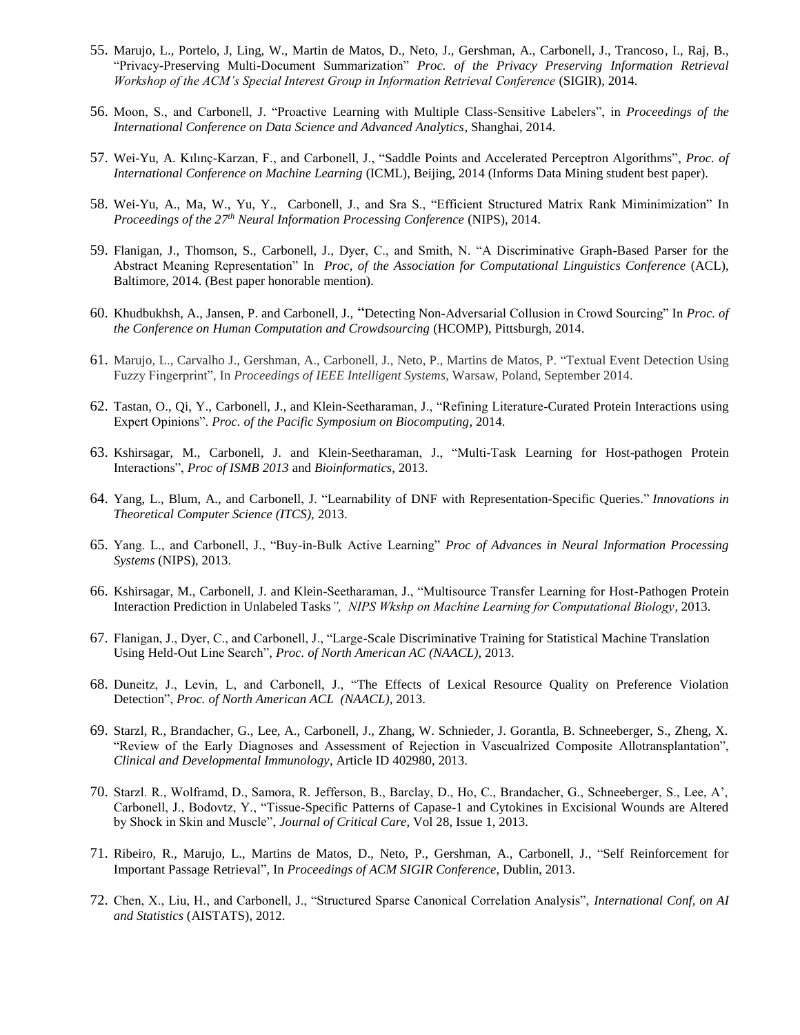55. Marujo, L., Portelo, J, Ling, W., Martin de Matos, D., Neto, J., Gershman, A., Carbonell, J., Trancoso, I., Raj, B., "Privacy-Preserving Multi-Document Summarization" *Proc. of the Privacy Preserving Information Retrieval Workshop of the ACM's Special Interest Group in Information Retrieval Conference* (SIGIR), 2014.

56. Moon, S., and Carbonell, J. "Proactive Learning with Multiple Class-Sensitive Labelers", in *Proceedings of the International Conference on Data Science and Advanced Analytics*, Shanghai, 2014.

57. Wei-Yu, A. Kılınç-Karzan, F., and Carbonell, J., "Saddle Points and Accelerated Perceptron Algorithms", *Proc. of International Conference on Machine Learning* (ICML), Beijing, 2014 (Informs Data Mining student best paper).

58. Wei-Yu, A., Ma, W., Yu, Y., Carbonell, J., and Sra S., "Efficient Structured Matrix Rank Miminimization" In *Proceedings of the 27th Neural Information Processing Conference* (NIPS), 2014.

59. Flanigan, J., Thomson, S., Carbonell, J., Dyer, C., and Smith, N. "A Discriminative Graph-Based Parser for the Abstract Meaning Representation" In *Proc, of the Association for Computational Linguistics Conference* (ACL), Baltimore, 2014. (Best paper honorable mention).

60. Khudbukhsh, A., Jansen, P. and Carbonell, J., "Detecting Non-Adversarial Collusion in Crowd Sourcing" In *Proc. of the Conference on Human Computation and Crowdsourcing* (HCOMP), Pittsburgh, 2014.

61. Marujo, L., Carvalho J., Gershman, A., Carbonell, J., Neto, P., Martins de Matos, P. "Textual Event Detection Using Fuzzy Fingerprint", In *Proceedings of IEEE Intelligent Systems*, Warsaw, Poland, September 2014.

62. Tastan, O., Qi, Y., Carbonell, J., and Klein-Seetharaman, J., "Refining Literature-Curated Protein Interactions using Expert Opinions". *Proc. of the Pacific Symposium on Biocomputing*, 2014.

63. Kshirsagar, M., Carbonell, J. and Klein-Seetharaman, J., "Multi-Task Learning for Host-pathogen Protein Interactions", *Proc of ISMB 2013* and *Bioinformatics*, 2013.

64. Yang, L., Blum, A., and Carbonell, J. "Learnability of DNF with Representation-Specific Queries." *Innovations in Theoretical Computer Science (ITCS),* 2013.

65. Yang. L., and Carbonell, J., "Buy-in-Bulk Active Learning" *Proc of Advances in Neural Information Processing Systems* (NIPS), 2013.

66. Kshirsagar, M., Carbonell, J. and Klein-Seetharaman, J., "Multisource Transfer Learning for Host-Pathogen Protein Interaction Prediction in Unlabeled Tasks*", NIPS Wkshp on Machine Learning for Computational Biology*, 2013.

67. Flanigan, J., Dyer, C., and Carbonell, J., "Large-Scale Discriminative Training for Statistical Machine Translation Using Held-Out Line Search", *Proc. of North American AC (NAACL)*, 2013.

68. Duneitz, J., Levin, L, and Carbonell, J., "The Effects of Lexical Resource Quality on Preference Violation Detection", *Proc. of North American ACL (NAACL)*, 2013.

69. Starzl, R., Brandacher, G., Lee, A., Carbonell, J., Zhang, W. Schnieder, J. Gorantla, B. Schneeberger, S., Zheng, X. "Review of the Early Diagnoses and Assessment of Rejection in Vascualrized Composite Allotransplantation", *Clinical and Developmental Immunology*, Article ID 402980, 2013.

70. Starzl. R., Wolframd, D., Samora, R. Jefferson, B., Barclay, D., Ho, C., Brandacher, G., Schneeberger, S., Lee, A', Carbonell, J., Bodovtz, Y., "Tissue-Specific Patterns of Capase-1 and Cytokines in Excisional Wounds are Altered by Shock in Skin and Muscle", *Journal of Critical Care*, Vol 28, Issue 1, 2013.

71. Ribeiro, R., Marujo, L., Martins de Matos, D., Neto, P., Gershman, A., Carbonell, J., "Self Reinforcement for Important Passage Retrieval", In *Proceedings of ACM SIGIR Conference*, Dublin, 2013.

72. Chen, X., Liu, H., and Carbonell, J., "Structured Sparse Canonical Correlation Analysis", *International Conf, on AI and Statistics* (AISTATS), 2012.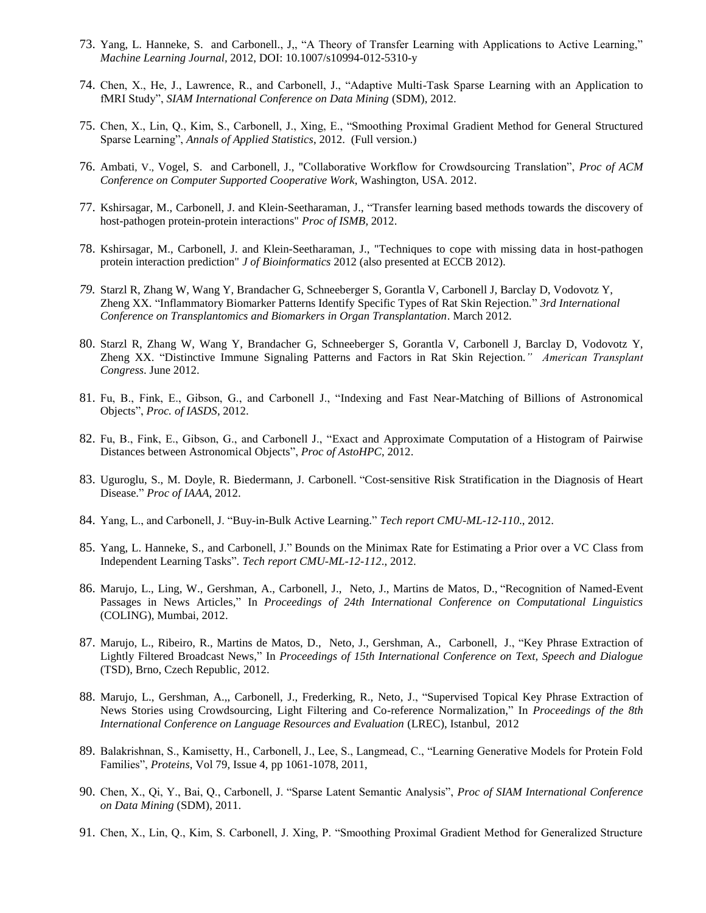73. Yang, L. Hanneke, S. and Carbonell., J,, "A Theory of Transfer Learning with Applications to Active Learning," *Machine Learning Journal,* 2012, DOI: 10.1007/s10994-012-5310-y

74. Chen, X., He, J., Lawrence, R., and Carbonell, J., "Adaptive Multi-Task Sparse Learning with an Application to fMRI Study", *SIAM International Conference on Data Mining* (SDM), 2012.

75. Chen, X., Lin, Q., Kim, S., Carbonell, J., Xing, E., "Smoothing Proximal Gradient Method for General Structured Sparse Learning", *Annals of Applied Statistics*, 2012. (Full version.)

76. Ambati, V., Vogel, S. and Carbonell, J., "Collaborative Workflow for Crowdsourcing Translation", *Proc of ACM Conference on Computer Supported Cooperative Work*, Washington, USA. 2012.

77. Kshirsagar, M., Carbonell, J. and Klein-Seetharaman, J., "Transfer learning based methods towards the discovery of host-pathogen protein-protein interactions" *Proc of ISMB,* 2012.

78. Kshirsagar, M., Carbonell, J. and Klein-Seetharaman, J., "Techniques to cope with missing data in host-pathogen protein interaction prediction" *J of Bioinformatics* 2012 (also presented at ECCB 2012).

79. Starzl R, Zhang W, Wang Y, Brandacher G, Schneeberger S, Gorantla V, Carbonell J, Barclay D, Vodovotz Y, Zheng XX. "Inflammatory Biomarker Patterns Identify Specific Types of Rat Skin Rejection." *3rd International Conference on Transplantomics and Biomarkers in Organ Transplantation*. March 2012.

80. Starzl R, Zhang W, Wang Y, Brandacher G, Schneeberger S, Gorantla V, Carbonell J, Barclay D, Vodovotz Y, Zheng XX. "Distinctive Immune Signaling Patterns and Factors in Rat Skin Rejection." *American Transplant Congress*. June 2012.

81. Fu, B., Fink, E., Gibson, G., and Carbonell J., "Indexing and Fast Near-Matching of Billions of Astronomical Objects", *Proc. of IASDS*, 2012.

82. Fu, B., Fink, E., Gibson, G., and Carbonell J., "Exact and Approximate Computation of a Histogram of Pairwise Distances between Astronomical Objects", *Proc of AstoHPC*, 2012.

83. Uguroglu, S., M. Doyle, R. Biedermann, J. Carbonell. "Cost-sensitive Risk Stratification in the Diagnosis of Heart Disease." *Proc of IAAA*, 2012.

84. Yang, L., and Carbonell, J. "Buy-in-Bulk Active Learning." *Tech report CMU-ML-12-110.*, 2012.

85. Yang, L. Hanneke, S., and Carbonell, J." Bounds on the Minimax Rate for Estimating a Prior over a VC Class from Independent Learning Tasks". *Tech report CMU-ML-12-112*., 2012.

86. Marujo, L., Ling, W., Gershman, A., Carbonell, J., Neto, J., Martins de Matos, D., "Recognition of Named-Event Passages in News Articles," In *Proceedings of 24th International Conference on Computational Linguistics* (COLING), Mumbai, 2012.

87. Marujo, L., Ribeiro, R., Martins de Matos, D., Neto, J., Gershman, A., Carbonell, J., "Key Phrase Extraction of Lightly Filtered Broadcast News," In *Proceedings of 15th International Conference on Text, Speech and Dialogue* (TSD), Brno, Czech Republic, 2012.

88. Marujo, L., Gershman, A.,, Carbonell, J., Frederking, R., Neto, J., "Supervised Topical Key Phrase Extraction of News Stories using Crowdsourcing, Light Filtering and Co-reference Normalization," In *Proceedings of the 8th International Conference on Language Resources and Evaluation* (LREC), Istanbul, 2012

89. Balakrishnan, S., Kamisetty, H., Carbonell, J., Lee, S., Langmead, C., "Learning Generative Models for Protein Fold Families", *Proteins*, Vol 79, Issue 4, pp 1061-1078, 2011,

90. Chen, X., Qi, Y., Bai, Q., Carbonell, J. "Sparse Latent Semantic Analysis", *Proc of SIAM International Conference on Data Mining* (SDM), 2011.

91. Chen, X., Lin, Q., Kim, S. Carbonell, J. Xing, P. "Smoothing Proximal Gradient Method for Generalized Structure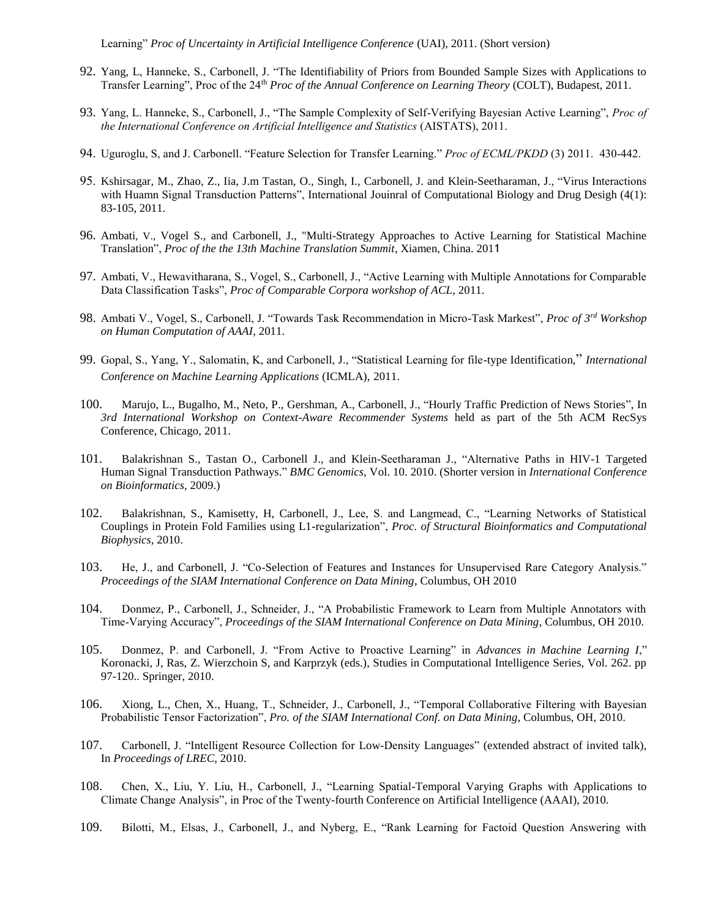Learning" *Proc of Uncertainty in Artificial Intelligence Conference* (UAI), 2011. (Short version)

92. Yang, L, Hanneke, S., Carbonell, J. "The Identifiability of Priors from Bounded Sample Sizes with Applications to Transfer Learning", Proc of the 24th *Proc of the Annual Conference on Learning Theory* (COLT), Budapest, 2011.

93. Yang, L. Hanneke, S., Carbonell, J., "The Sample Complexity of Self-Verifying Bayesian Active Learning", *Proc of the International Conference on Artificial Intelligence and Statistics* (AISTATS), 2011.

94. Uguroglu, S, and J. Carbonell. "Feature Selection for Transfer Learning." *Proc of ECML/PKDD* (3) 2011. 430-442.

95. Kshirsagar, M., Zhao, Z., Iia, J.m Tastan, O., Singh, I., Carbonell, J. and Klein-Seetharaman, J., "Virus Interactions with Huamn Signal Transduction Patterns", International Jouinral of Computational Biology and Drug Desigh (4(1): 83-105, 2011.

96. Ambati, V., Vogel S., and Carbonell, J., "Multi-Strategy Approaches to Active Learning for Statistical Machine Translation", *Proc of the the 13th Machine Translation Summit*, Xiamen, China. 2011

97. Ambati, V., Hewavitharana, S., Vogel, S., Carbonell, J., "Active Learning with Multiple Annotations for Comparable Data Classification Tasks", *Proc of Comparable Corpora workshop of ACL*, 2011.

98. Ambati V., Vogel, S., Carbonell, J. "Towards Task Recommendation in Micro-Task Markest", *Proc of 3rd Workshop on Human Computation of AAAI*, 2011.

99. Gopal, S., Yang, Y., Salomatin, K, and Carbonell, J., "Statistical Learning for file-type Identification," *International Conference on Machine Learning Applications* (ICMLA), 2011.

100. Marujo, L., Bugalho, M., Neto, P., Gershman, A., Carbonell, J., "Hourly Traffic Prediction of News Stories", In *3rd International Workshop on Context-Aware Recommender Systems* held as part of the 5th ACM RecSys Conference, Chicago, 2011.

101. Balakrishnan S., Tastan O., Carbonell J., and Klein-Seetharaman J., "Alternative Paths in HIV-1 Targeted Human Signal Transduction Pathways." *BMC Genomics*, Vol. 10. 2010. (Shorter version in *International Conference on Bioinformatics*, 2009.)

102. Balakrishnan, S., Kamisetty, H, Carbonell, J., Lee, S. and Langmead, C., "Learning Networks of Statistical Couplings in Protein Fold Families using L1-regularization", *Proc. of Structural Bioinformatics and Computational Biophysics*, 2010.

103. He, J., and Carbonell, J. "Co-Selection of Features and Instances for Unsupervised Rare Category Analysis." *Proceedings of the SIAM International Conference on Data Mining*, Columbus, OH 2010

104. Donmez, P., Carbonell, J., Schneider, J., "A Probabilistic Framework to Learn from Multiple Annotators with Time-Varying Accuracy", *Proceedings of the SIAM International Conference on Data Mining*, Columbus, OH 2010.

105. Donmez, P. and Carbonell, J. "From Active to Proactive Learning" in *Advances in Machine Learning I*," Koronacki, J, Ras, Z. Wierzchoin S, and Karprzyk (eds.), Studies in Computational Intelligence Series, Vol. 262. pp 97-120.. Springer, 2010.

106. Xiong, L., Chen, X., Huang, T., Schneider, J., Carbonell, J., "Temporal Collaborative Filtering with Bayesian Probabilistic Tensor Factorization", *Pro. of the SIAM International Conf. on Data Mining*, Columbus, OH, 2010.

107. Carbonell, J. "Intelligent Resource Collection for Low-Density Languages" (extended abstract of invited talk), In *Proceedings of LREC*, 2010.

108. Chen, X., Liu, Y. Liu, H., Carbonell, J., "Learning Spatial-Temporal Varying Graphs with Applications to Climate Change Analysis", in Proc of the Twenty-fourth Conference on Artificial Intelligence (AAAI), 2010.

109. Bilotti, M., Elsas, J., Carbonell, J., and Nyberg, E., "Rank Learning for Factoid Question Answering with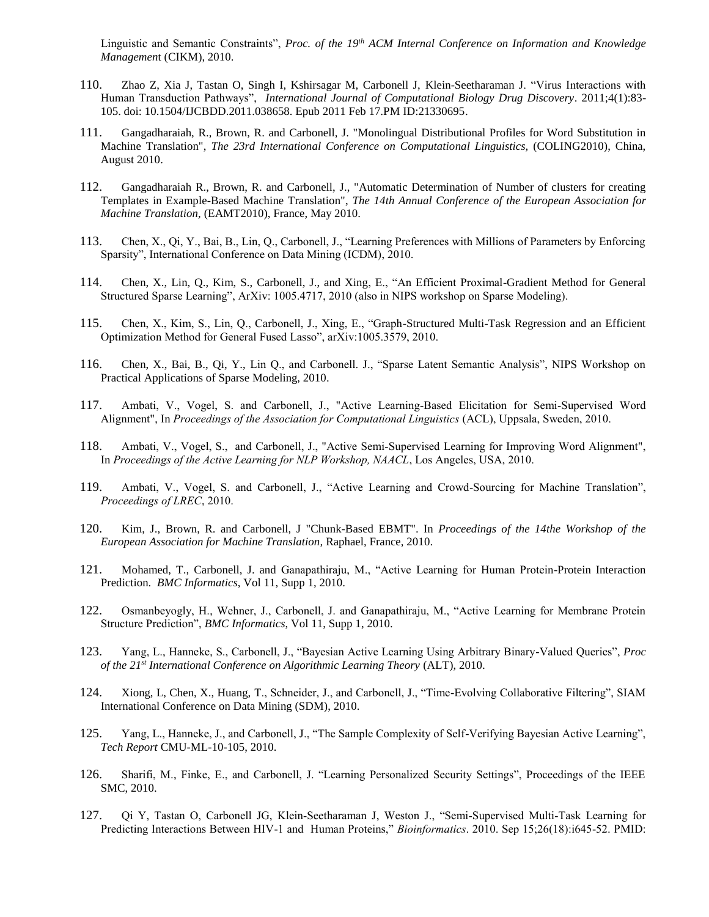Linguistic and Semantic Constraints", *Proc. of the 19th ACM Internal Conference on Information and Knowledge Management* (CIKM), 2010.

110. Zhao Z, Xia J, Tastan O, Singh I, Kshirsagar M, Carbonell J, Klein-Seetharaman J. "Virus Interactions with Human Transduction Pathways", *International Journal of Computational Biology Drug Discovery*. 2011;4(1):83-105. doi: 10.1504/IJCBDD.2011.038658. Epub 2011 Feb 17.PM ID:21330695.

111. Gangadharaiah, R., Brown, R. and Carbonell, J. "Monolingual Distributional Profiles for Word Substitution in Machine Translation", *The 23rd International Conference on Computational Linguistics,* (COLING2010), China, August 2010.

112. Gangadharaiah R., Brown, R. and Carbonell, J., "Automatic Determination of Number of clusters for creating Templates in Example-Based Machine Translation", *The 14th Annual Conference of the European Association for Machine Translation,* (EAMT2010), France, May 2010.

113. Chen, X., Qi, Y., Bai, B., Lin, Q., Carbonell, J., "Learning Preferences with Millions of Parameters by Enforcing Sparsity", International Conference on Data Mining (ICDM), 2010.

114. Chen, X., Lin, Q., Kim, S., Carbonell, J., and Xing, E., "An Efficient Proximal-Gradient Method for General Structured Sparse Learning", ArXiv: 1005.4717, 2010 (also in NIPS workshop on Sparse Modeling).

115. Chen, X., Kim, S., Lin, Q., Carbonell, J., Xing, E., "Graph-Structured Multi-Task Regression and an Efficient Optimization Method for General Fused Lasso", arXiv:1005.3579, 2010.

116. Chen, X., Bai, B., Qi, Y., Lin Q., and Carbonell. J., "Sparse Latent Semantic Analysis", NIPS Workshop on Practical Applications of Sparse Modeling, 2010.

117. Ambati, V., Vogel, S. and Carbonell, J., "Active Learning-Based Elicitation for Semi-Supervised Word Alignment", In *Proceedings of the Association for Computational Linguistics* (ACL), Uppsala, Sweden, 2010.

118. Ambati, V., Vogel, S., and Carbonell, J., "Active Semi-Supervised Learning for Improving Word Alignment", In *Proceedings of the Active Learning for NLP Workshop, NAACL*, Los Angeles, USA, 2010.

119. Ambati, V., Vogel, S. and Carbonell, J., "Active Learning and Crowd-Sourcing for Machine Translation", *Proceedings of LREC*, 2010.

120. Kim, J., Brown, R. and Carbonell, J "Chunk-Based EBMT". In *Proceedings of the 14the Workshop of the European Association for Machine Translation,* Raphael, France, 2010.

121. Mohamed, T., Carbonell, J. and Ganapathiraju, M., "Active Learning for Human Protein-Protein Interaction Prediction. *BMC Informatics*, Vol 11, Supp 1, 2010.

122. Osmanbeyogly, H., Wehner, J., Carbonell, J. and Ganapathiraju, M., "Active Learning for Membrane Protein Structure Prediction", *BMC Informatics,* Vol 11, Supp 1, 2010.

123. Yang, L., Hanneke, S., Carbonell, J., "Bayesian Active Learning Using Arbitrary Binary-Valued Queries", *Proc of the 21st International Conference on Algorithmic Learning Theory* (ALT), 2010.

124. Xiong, L, Chen, X., Huang, T., Schneider, J., and Carbonell, J., "Time-Evolving Collaborative Filtering", SIAM International Conference on Data Mining (SDM), 2010.

125. Yang, L., Hanneke, J., and Carbonell, J., "The Sample Complexity of Self-Verifying Bayesian Active Learning", *Tech Report* CMU-ML-10-105, 2010.

126. Sharifi, M., Finke, E., and Carbonell, J. "Learning Personalized Security Settings", Proceedings of the IEEE SMC, 2010.

127. Qi Y, Tastan O, Carbonell JG, Klein-Seetharaman J, Weston J., "Semi-Supervised Multi-Task Learning for Predicting Interactions Between HIV-1 and Human Proteins," *Bioinformatics*. 2010. Sep 15;26(18):i645-52. PMID: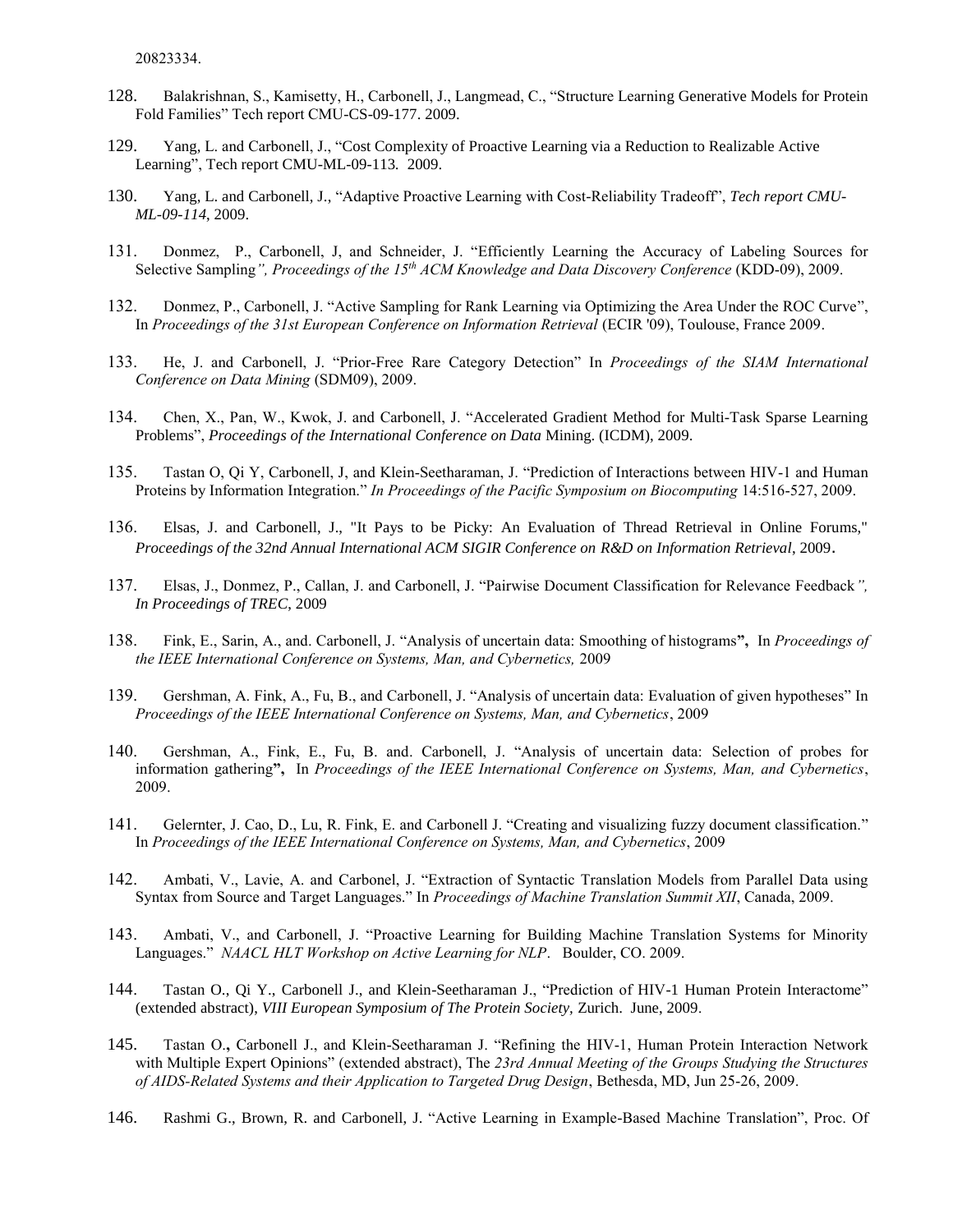20823334.

128. Balakrishnan, S., Kamisetty, H., Carbonell, J., Langmead, C., "Structure Learning Generative Models for Protein Fold Families" Tech report CMU-CS-09-177. 2009.

129. Yang, L. and Carbonell, J., "Cost Complexity of Proactive Learning via a Reduction to Realizable Active Learning", Tech report CMU-ML-09-113. 2009.

130. Yang, L. and Carbonell, J., "Adaptive Proactive Learning with Cost-Reliability Tradeoff", *Tech report CMU-ML-09-114,* 2009.

131. Donmez, P., Carbonell, J, and Schneider, J. "Efficiently Learning the Accuracy of Labeling Sources for Selective Sampling*", Proceedings of the 15th ACM Knowledge and Data Discovery Conference* (KDD-09), 2009.

132. Donmez, P., Carbonell, J. "Active Sampling for Rank Learning via Optimizing the Area Under the ROC Curve", In *Proceedings of the 31st European Conference on Information Retrieval* (ECIR '09), Toulouse, France 2009.

133. He, J. and Carbonell, J. "Prior-Free Rare Category Detection" In *Proceedings of the SIAM International Conference on Data Mining* (SDM09), 2009.

134. Chen, X., Pan, W., Kwok, J. and Carbonell, J. "Accelerated Gradient Method for Multi-Task Sparse Learning Problems", *Proceedings of the International Conference on Data* Mining. (ICDM), 2009.

135. Tastan O, Qi Y, Carbonell, J, and Klein-Seetharaman, J. "Prediction of Interactions between HIV-1 and Human Proteins by Information Integration." *In Proceedings of the Pacific Symposium on Biocomputing* 14:516-527, 2009.

136. Elsas, J. and Carbonell, J., "It Pays to be Picky: An Evaluation of Thread Retrieval in Online Forums," *Proceedings of the 32nd Annual International ACM SIGIR Conference on R&D on Information Retrieval*, 2009.

137. Elsas, J., Donmez, P., Callan, J. and Carbonell, J. "Pairwise Document Classification for Relevance Feedback*", In Proceedings of TREC,* 2009

138. Fink, E., Sarin, A., and. Carbonell, J. "Analysis of uncertain data: Smoothing of histograms**",** In *Proceedings of the IEEE International Conference on Systems, Man, and Cybernetics,* 2009

139. Gershman, A. Fink, A., Fu, B., and Carbonell, J. "Analysis of uncertain data: Evaluation of given hypotheses" In *Proceedings of the IEEE International Conference on Systems, Man, and Cybernetics*, 2009

140. Gershman, A., Fink, E., Fu, B. and. Carbonell, J. "Analysis of uncertain data: Selection of probes for information gathering**",** In *Proceedings of the IEEE International Conference on Systems, Man, and Cybernetics*, 2009.

141. Gelernter, J. Cao, D., Lu, R. Fink, E. and Carbonell J. "Creating and visualizing fuzzy document classification." In *Proceedings of the IEEE International Conference on Systems, Man, and Cybernetics*, 2009

142. Ambati, V., Lavie, A. and Carbonel, J. "Extraction of Syntactic Translation Models from Parallel Data using Syntax from Source and Target Languages." In *Proceedings of Machine Translation Summit XII*, Canada, 2009.

143. Ambati, V., and Carbonell, J. "Proactive Learning for Building Machine Translation Systems for Minority Languages." *NAACL HLT Workshop on Active Learning for NLP*. Boulder, CO. 2009.

144. Tastan O., Qi Y., Carbonell J., and Klein-Seetharaman J., "Prediction of HIV-1 Human Protein Interactome" (extended abstract), *VIII European Symposium of The Protein Society,* Zurich. June, 2009.

145. Tastan O.**,** Carbonell J., and Klein-Seetharaman J. "Refining the HIV-1, Human Protein Interaction Network with Multiple Expert Opinions" (extended abstract), The *23rd Annual Meeting of the Groups Studying the Structures of AIDS-Related Systems and their Application to Targeted Drug Design*, Bethesda, MD, Jun 25-26, 2009.

146. Rashmi G., Brown, R. and Carbonell, J. "Active Learning in Example-Based Machine Translation", Proc. Of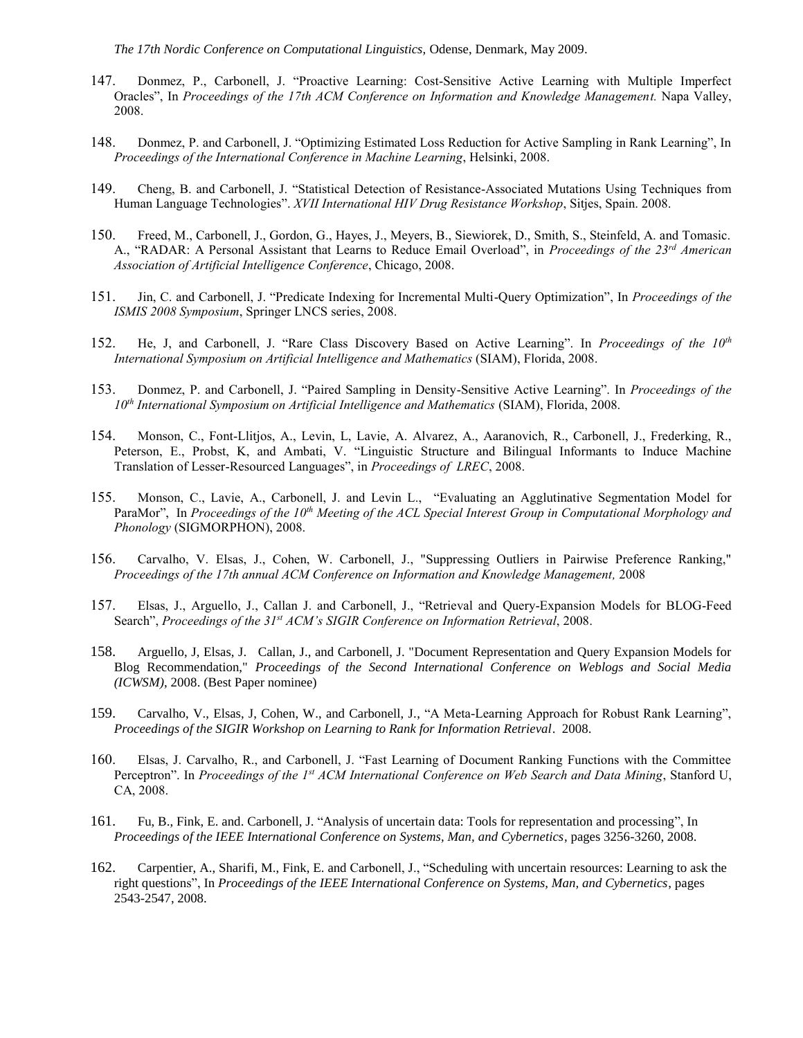*The 17th Nordic Conference on Computational Linguistics,* Odense, Denmark, May 2009.

147. Donmez, P., Carbonell, J. "Proactive Learning: Cost-Sensitive Active Learning with Multiple Imperfect Oracles", In *Proceedings of the 17th ACM Conference on Information and Knowledge Management.* Napa Valley, 2008.

148. Donmez, P. and Carbonell, J. "Optimizing Estimated Loss Reduction for Active Sampling in Rank Learning", In *Proceedings of the International Conference in Machine Learning*, Helsinki, 2008.

149. Cheng, B. and Carbonell, J. "Statistical Detection of Resistance-Associated Mutations Using Techniques from Human Language Technologies". *XVII International HIV Drug Resistance Workshop*, Sitjes, Spain. 2008.

150. Freed, M., Carbonell, J., Gordon, G., Hayes, J., Meyers, B., Siewiorek, D., Smith, S., Steinfeld, A. and Tomasic. A., "RADAR: A Personal Assistant that Learns to Reduce Email Overload", in *Proceedings of the 23rd American Association of Artificial Intelligence Conference*, Chicago, 2008.

151. Jin, C. and Carbonell, J. "Predicate Indexing for Incremental Multi-Query Optimization", In *Proceedings of the ISMIS 2008 Symposium*, Springer LNCS series, 2008.

152. He, J, and Carbonell, J. "Rare Class Discovery Based on Active Learning". In *Proceedings of the 10th International Symposium on Artificial Intelligence and Mathematics* (SIAM), Florida, 2008.

153. Donmez, P. and Carbonell, J. "Paired Sampling in Density-Sensitive Active Learning". In *Proceedings of the 10th International Symposium on Artificial Intelligence and Mathematics* (SIAM), Florida, 2008.

154. Monson, C., Font-Llitjos, A., Levin, L, Lavie, A. Alvarez, A., Aaranovich, R., Carbonell, J., Frederking, R., Peterson, E., Probst, K, and Ambati, V. "Linguistic Structure and Bilingual Informants to Induce Machine Translation of Lesser-Resourced Languages", in *Proceedings of LREC*, 2008.

155. Monson, C., Lavie, A., Carbonell, J. and Levin L., "Evaluating an Agglutinative Segmentation Model for ParaMor", In *Proceedings of the 10th Meeting of the ACL Special Interest Group in Computational Morphology and Phonology* (SIGMORPHON), 2008.

156. Carvalho, V. Elsas, J., Cohen, W. Carbonell, J., "Suppressing Outliers in Pairwise Preference Ranking," *Proceedings of the 17th annual ACM Conference on Information and Knowledge Management,* 2008

157. Elsas, J., Arguello, J., Callan J. and Carbonell, J., "Retrieval and Query-Expansion Models for BLOG-Feed Search", *Proceedings of the 31st ACM's SIGIR Conference on Information Retrieval*, 2008.

158. Arguello, J, Elsas, J. Callan, J., and Carbonell, J. "Document Representation and Query Expansion Models for Blog Recommendation," *Proceedings of the Second International Conference on Weblogs and Social Media (ICWSM)*, 2008. (Best Paper nominee)

159. Carvalho, V., Elsas, J, Cohen, W., and Carbonell, J., "A Meta-Learning Approach for Robust Rank Learning", *Proceedings of the SIGIR Workshop on Learning to Rank for Information Retrieval*. 2008.

160. Elsas, J. Carvalho, R., and Carbonell, J. "Fast Learning of Document Ranking Functions with the Committee Perceptron". In *Proceedings of the 1st ACM International Conference on Web Search and Data Mining*, Stanford U, CA, 2008.

161. Fu, B., Fink, E. and. Carbonell, J. "Analysis of uncertain data: Tools for representation and processing", In *Proceedings of the IEEE International Conference on Systems, Man, and Cybernetics*, pages 3256-3260, 2008.

162. Carpentier, A., Sharifi, M., Fink, E. and Carbonell, J., "Scheduling with uncertain resources: Learning to ask the right questions", In *Proceedings of the IEEE International Conference on Systems, Man, and Cybernetics*, pages 2543-2547, 2008.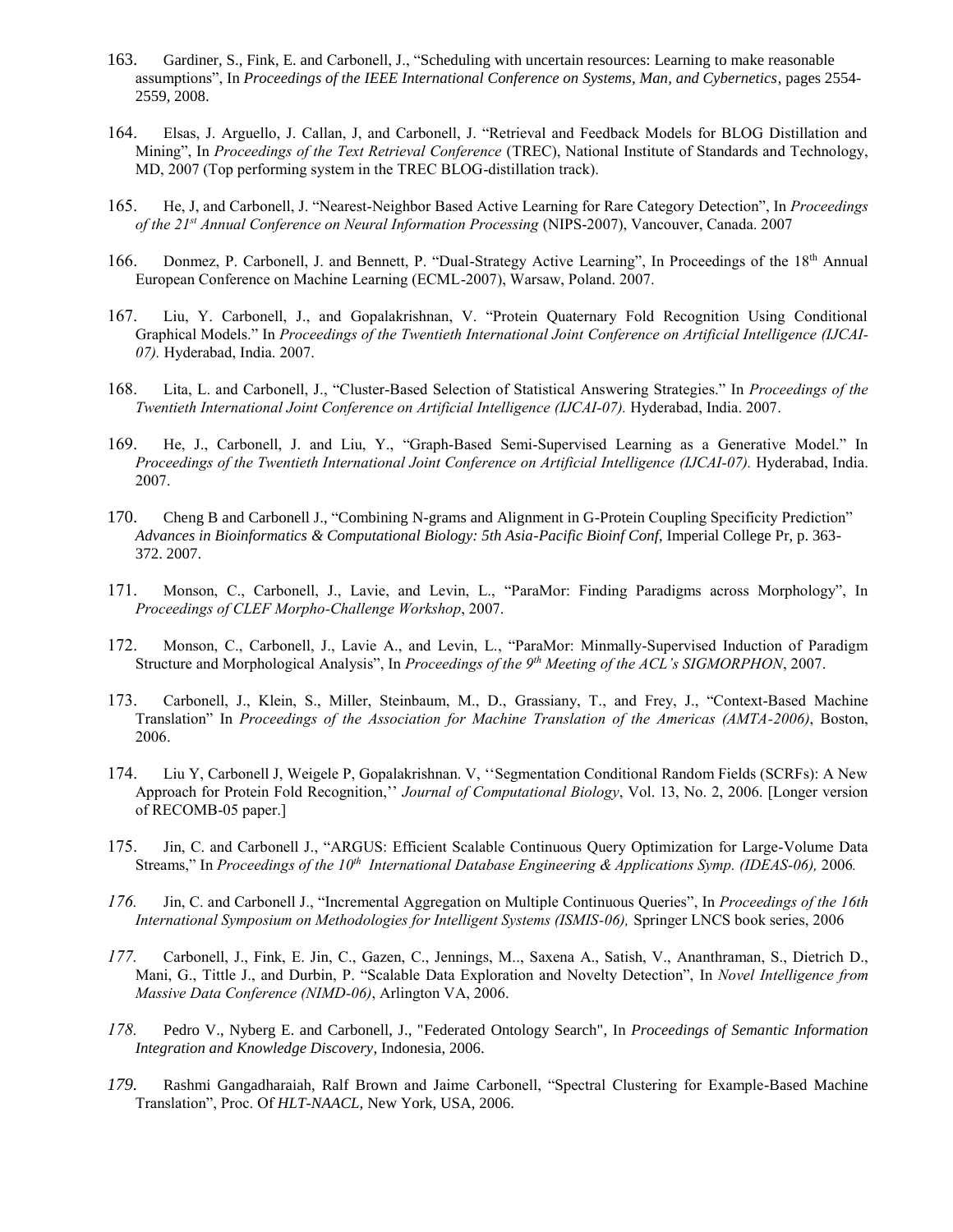163. Gardiner, S., Fink, E. and Carbonell, J., "Scheduling with uncertain resources: Learning to make reasonable assumptions", In *Proceedings of the IEEE International Conference on Systems, Man, and Cybernetics*, pages 2554-2559, 2008.

164. Elsas, J. Arguello, J. Callan, J, and Carbonell, J. "Retrieval and Feedback Models for BLOG Distillation and Mining", In *Proceedings of the Text Retrieval Conference* (TREC), National Institute of Standards and Technology, MD, 2007 (Top performing system in the TREC BLOG-distillation track).

165. He, J, and Carbonell, J. "Nearest-Neighbor Based Active Learning for Rare Category Detection", In *Proceedings of the 21st Annual Conference on Neural Information Processing* (NIPS-2007), Vancouver, Canada. 2007

166. Donmez, P. Carbonell, J. and Bennett, P. "Dual-Strategy Active Learning", In Proceedings of the 18th Annual European Conference on Machine Learning (ECML-2007), Warsaw, Poland. 2007.

167. Liu, Y. Carbonell, J., and Gopalakrishnan, V. "Protein Quaternary Fold Recognition Using Conditional Graphical Models." In *Proceedings of the Twentieth International Joint Conference on Artificial Intelligence (IJCAI-07).* Hyderabad, India. 2007.

168. Lita, L. and Carbonell, J., "Cluster-Based Selection of Statistical Answering Strategies." In *Proceedings of the Twentieth International Joint Conference on Artificial Intelligence (IJCAI-07).* Hyderabad, India. 2007.

169. He, J., Carbonell, J. and Liu, Y., "Graph-Based Semi-Supervised Learning as a Generative Model." In *Proceedings of the Twentieth International Joint Conference on Artificial Intelligence (IJCAI-07).* Hyderabad, India. 2007.

170. Cheng B and Carbonell J., "Combining N-grams and Alignment in G-Protein Coupling Specificity Prediction" *Advances in Bioinformatics & Computational Biology: 5th Asia-Pacific Bioinf Conf*, Imperial College Pr, p. 363-372. 2007.

171. Monson, C., Carbonell, J., Lavie, and Levin, L., "ParaMor: Finding Paradigms across Morphology", In *Proceedings of CLEF Morpho-Challenge Workshop*, 2007.

172. Monson, C., Carbonell, J., Lavie A., and Levin, L., "ParaMor: Minmally-Supervised Induction of Paradigm Structure and Morphological Analysis", In *Proceedings of the 9th Meeting of the ACL's SIGMORPHON*, 2007.

173. Carbonell, J., Klein, S., Miller, Steinbaum, M., D., Grassiany, T., and Frey, J., "Context-Based Machine Translation" In *Proceedings of the Association for Machine Translation of the Americas (AMTA-2006)*, Boston, 2006.

174. Liu Y, Carbonell J, Weigele P, Gopalakrishnan. V, ''Segmentation Conditional Random Fields (SCRFs): A New Approach for Protein Fold Recognition,'' *Journal of Computational Biology*, Vol. 13, No. 2, 2006. [Longer version of RECOMB-05 paper.]

175. Jin, C. and Carbonell J., "ARGUS: Efficient Scalable Continuous Query Optimization for Large-Volume Data Streams," In *Proceedings of the 10th International Database Engineering & Applications Symp. (IDEAS-06),* 2006.

176. Jin, C. and Carbonell J., "Incremental Aggregation on Multiple Continuous Queries", In *Proceedings of the 16th International Symposium on Methodologies for Intelligent Systems (ISMIS-06),* Springer LNCS book series, 2006

177. Carbonell, J., Fink, E. Jin, C., Gazen, C., Jennings, M.., Saxena A., Satish, V., Ananthraman, S., Dietrich D., Mani, G., Tittle J., and Durbin, P. "Scalable Data Exploration and Novelty Detection", In *Novel Intelligence from Massive Data Conference (NIMD-06)*, Arlington VA, 2006.

178. Pedro V., Nyberg E. and Carbonell, J., "Federated Ontology Search", In *Proceedings of Semantic Information Integration and Knowledge Discovery*, Indonesia, 2006.

179. Rashmi Gangadharaiah, Ralf Brown and Jaime Carbonell, "Spectral Clustering for Example-Based Machine Translation", Proc. Of *HLT-NAACL,* New York, USA, 2006.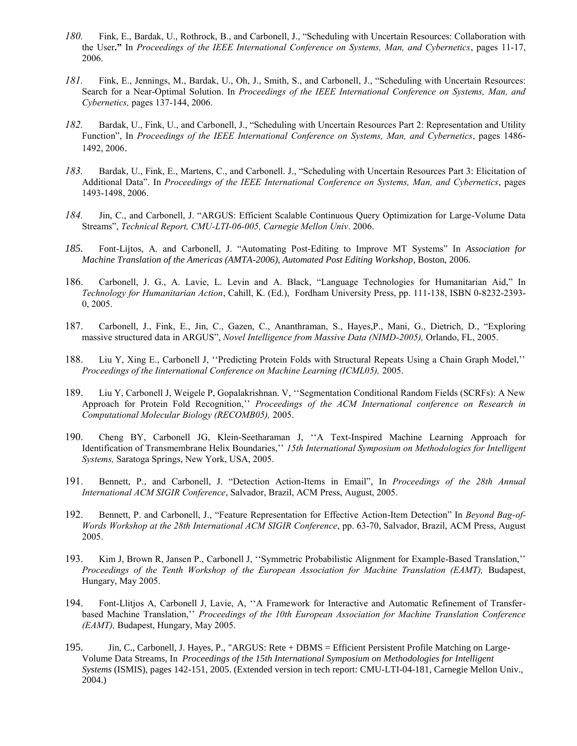*180.* Fink, E., Bardak, U., Rothrock, B., and Carbonell, J., "Scheduling with Uncertain Resources: Collaboration with the User**."** In *Proceedings of the IEEE International Conference on Systems, Man, and Cybernetics*, pages 11-17, 2006.

*181.* Fink, E., Jennings, M., Bardak, U., Oh, J., Smith, S., and Carbonell, J., "Scheduling with Uncertain Resources: Search for a Near-Optimal Solution. In *Proceedings of the IEEE International Conference on Systems, Man, and Cybernetics,* pages 137-144, 2006.

*182.* Bardak, U., Fink, U., and Carbonell, J., "Scheduling with Uncertain Resources Part 2: Representation and Utility Function", In *Proceedings of the IEEE International Conference on Systems, Man, and Cybernetics*, pages 1486-1492, 2006.

*183.* Bardak, U., Fink, E., Martens, C., and Carbonell. J., "Scheduling with Uncertain Resources Part 3: Elicitation of Additional Data". In *Proceedings of the IEEE International Conference on Systems, Man, and Cybernetics*, pages 1493-1498, 2006.

*184.* Jin, C., and Carbonell, J. "ARGUS: Efficient Scalable Continuous Query Optimization for Large-Volume Data Streams", *Technical Report, CMU-LTI-06-005, Carnegie Mellon Univ*. 2006.

*185.* Font-Lijtos, A. and Carbonell, J. "Automating Post-Editing to Improve MT Systems" In *Association for Machine Translation of the Americas (AMTA-2006), Automated Post Editing Workshop*, Boston, 2006.

186. Carbonell, J. G., A. Lavie, L. Levin and A. Black, "Language Technologies for Humanitarian Aid," In *Technology for Humanitarian Action*, Cahill, K. (Ed.), Fordham University Press, pp. 111-138, ISBN 0-8232-2393-0, 2005.

187. Carbonell, J., Fink, E., Jin, C., Gazen, C., Ananthraman, S., Hayes,P., Mani, G., Dietrich, D., "Exploring massive structured data in ARGUS", *Novel Intelligence from Massive Data (NIMD-2005),* Orlando, FL, 2005.

188. Liu Y, Xing E., Carbonell J, ''Predicting Protein Folds with Structural Repeats Using a Chain Graph Model,'' *Proceedings of the Iinternational Conference on Machine Learning (ICML05),* 2005.

189. Liu Y, Carbonell J, Weigele P, Gopalakrishnan. V, ''Segmentation Conditional Random Fields (SCRFs): A New Approach for Protein Fold Recognition,'' *Proceedings of the ACM International conference on Research in Computational Molecular Biology (RECOMB05),* 2005.

190. Cheng BY, Carbonell JG, Klein-Seetharaman J, ''A Text-Inspired Machine Learning Approach for Identification of Transmembrane Helix Boundaries,'' *15th International Symposium on Methodologies for Intelligent Systems,* Saratoga Springs, New York, USA, 2005.

191. Bennett, P., and Carbonell, J. "Detection Action-Items in Email", In *Proceedings of the 28th Annual International ACM SIGIR Conference*, Salvador, Brazil, ACM Press, August, 2005.

192. Bennett, P. and Carbonell, J., "Feature Representation for Effective Action-Item Detection" In *Beyond Bag-of-Words Workshop at the 28th International ACM SIGIR Conference*, pp. 63-70, Salvador, Brazil, ACM Press, August 2005.

193. Kim J, Brown R, Jansen P., Carbonell J, ''Symmetric Probabilistic Alignment for Example-Based Translation,'' *Proceedings of the Tenth Workshop of the European Association for Machine Translation (EAMT),* Budapest, Hungary, May 2005.

194. Font-Llitjos A, Carbonell J, Lavie, A, ''A Framework for Interactive and Automatic Refinement of Transfer-based Machine Translation,'' *Proceedings of the 10th European Association for Machine Translation Conference (EAMT),* Budapest, Hungary, May 2005.

195. Jin, C., Carbonell, J. Hayes, P., "ARGUS: Rete + DBMS = Efficient Persistent Profile Matching on Large-Volume Data Streams, In *Proceedings of the 15th International Symposium on Methodologies for Intelligent Systems* (ISMIS), pages 142-151, 2005. (Extended version in tech report: CMU-LTI-04-181, Carnegie Mellon Univ., 2004.)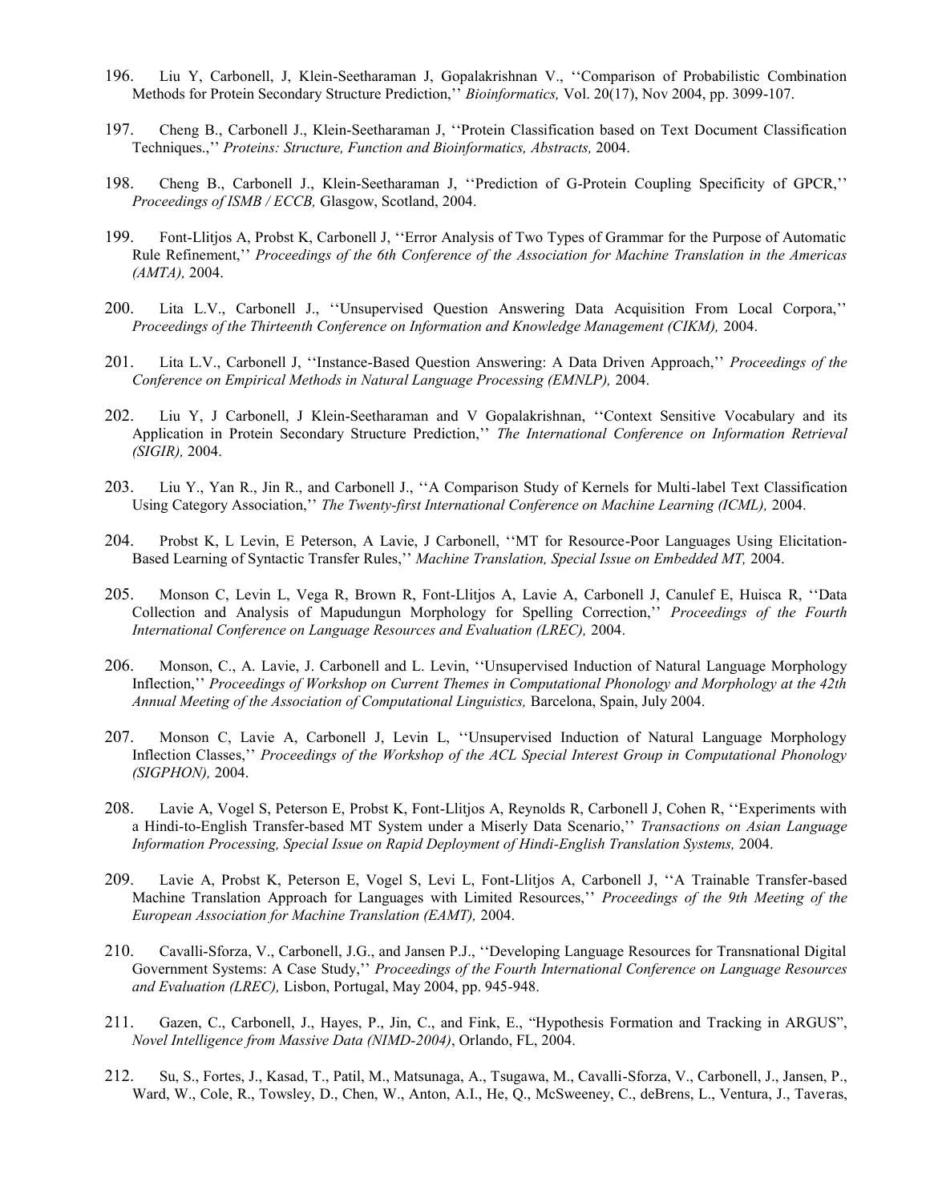196. Liu Y, Carbonell, J, Klein-Seetharaman J, Gopalakrishnan V., ''Comparison of Probabilistic Combination Methods for Protein Secondary Structure Prediction,'' *Bioinformatics,* Vol. 20(17), Nov 2004, pp. 3099-107.

197. Cheng B., Carbonell J., Klein-Seetharaman J, ''Protein Classification based on Text Document Classification Techniques.,'' *Proteins: Structure, Function and Bioinformatics, Abstracts,* 2004.

198. Cheng B., Carbonell J., Klein-Seetharaman J, ''Prediction of G-Protein Coupling Specificity of GPCR,'' *Proceedings of ISMB / ECCB,* Glasgow, Scotland, 2004.

199. Font-Llitjos A, Probst K, Carbonell J, ''Error Analysis of Two Types of Grammar for the Purpose of Automatic Rule Refinement,'' *Proceedings of the 6th Conference of the Association for Machine Translation in the Americas (AMTA),* 2004.

200. Lita L.V., Carbonell J., ''Unsupervised Question Answering Data Acquisition From Local Corpora,'' *Proceedings of the Thirteenth Conference on Information and Knowledge Management (CIKM),* 2004.

201. Lita L.V., Carbonell J, ''Instance-Based Question Answering: A Data Driven Approach,'' *Proceedings of the Conference on Empirical Methods in Natural Language Processing (EMNLP),* 2004.

202. Liu Y, J Carbonell, J Klein-Seetharaman and V Gopalakrishnan, ''Context Sensitive Vocabulary and its Application in Protein Secondary Structure Prediction,'' *The International Conference on Information Retrieval (SIGIR),* 2004.

203. Liu Y., Yan R., Jin R., and Carbonell J., ''A Comparison Study of Kernels for Multi-label Text Classification Using Category Association,'' *The Twenty-first International Conference on Machine Learning (ICML),* 2004.

204. Probst K, L Levin, E Peterson, A Lavie, J Carbonell, ''MT for Resource-Poor Languages Using Elicitation-Based Learning of Syntactic Transfer Rules,'' *Machine Translation, Special Issue on Embedded MT,* 2004.

205. Monson C, Levin L, Vega R, Brown R, Font-Llitjos A, Lavie A, Carbonell J, Canulef E, Huisca R, ''Data Collection and Analysis of Mapudungun Morphology for Spelling Correction,'' *Proceedings of the Fourth International Conference on Language Resources and Evaluation (LREC),* 2004.

206. Monson, C., A. Lavie, J. Carbonell and L. Levin, ''Unsupervised Induction of Natural Language Morphology Inflection,'' *Proceedings of Workshop on Current Themes in Computational Phonology and Morphology at the 42th Annual Meeting of the Association of Computational Linguistics,* Barcelona, Spain, July 2004.

207. Monson C, Lavie A, Carbonell J, Levin L, ''Unsupervised Induction of Natural Language Morphology Inflection Classes,'' *Proceedings of the Workshop of the ACL Special Interest Group in Computational Phonology (SIGPHON),* 2004.

208. Lavie A, Vogel S, Peterson E, Probst K, Font-Llitjos A, Reynolds R, Carbonell J, Cohen R, ''Experiments with a Hindi-to-English Transfer-based MT System under a Miserly Data Scenario,'' *Transactions on Asian Language Information Processing, Special Issue on Rapid Deployment of Hindi-English Translation Systems,* 2004.

209. Lavie A, Probst K, Peterson E, Vogel S, Levi L, Font-Llitjos A, Carbonell J, ''A Trainable Transfer-based Machine Translation Approach for Languages with Limited Resources,'' *Proceedings of the 9th Meeting of the European Association for Machine Translation (EAMT),* 2004.

210. Cavalli-Sforza, V., Carbonell, J.G., and Jansen P.J., ''Developing Language Resources for Transnational Digital Government Systems: A Case Study,'' *Proceedings of the Fourth International Conference on Language Resources and Evaluation (LREC),* Lisbon, Portugal, May 2004, pp. 945-948.

211. Gazen, C., Carbonell, J., Hayes, P., Jin, C., and Fink, E., "Hypothesis Formation and Tracking in ARGUS", *Novel Intelligence from Massive Data (NIMD-2004)*, Orlando, FL, 2004.

212. Su, S., Fortes, J., Kasad, T., Patil, M., Matsunaga, A., Tsugawa, M., Cavalli-Sforza, V., Carbonell, J., Jansen, P., Ward, W., Cole, R., Towsley, D., Chen, W., Anton, A.I., He, Q., McSweeney, C., deBrens, L., Ventura, J., Taveras,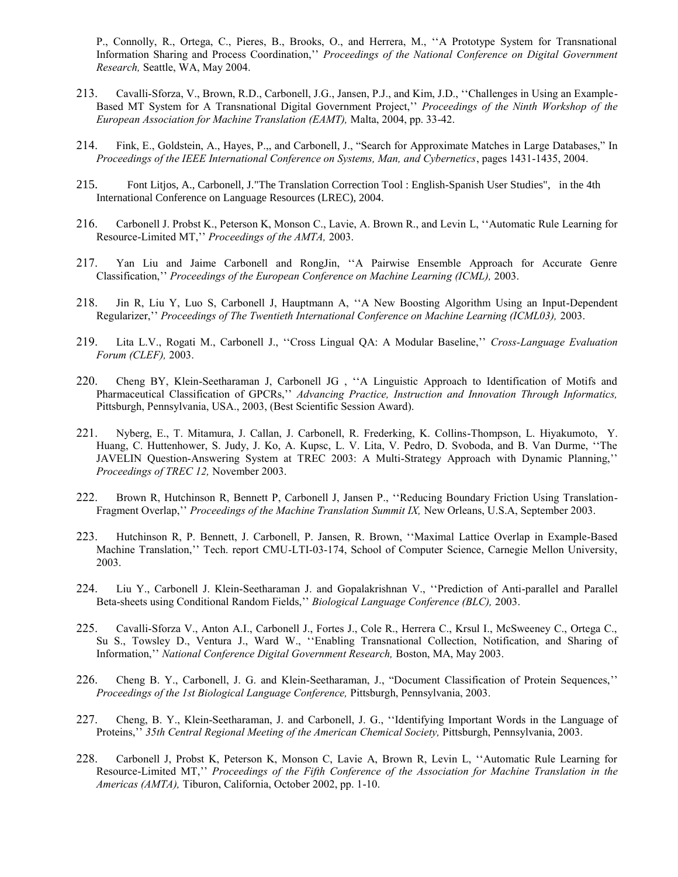P., Connolly, R., Ortega, C., Pieres, B., Brooks, O., and Herrera, M., ''A Prototype System for Transnational Information Sharing and Process Coordination,'' *Proceedings of the National Conference on Digital Government Research,* Seattle, WA, May 2004.

213. Cavalli-Sforza, V., Brown, R.D., Carbonell, J.G., Jansen, P.J., and Kim, J.D., ''Challenges in Using an Example-Based MT System for A Transnational Digital Government Project,'' *Proceedings of the Ninth Workshop of the European Association for Machine Translation (EAMT),* Malta, 2004, pp. 33-42.

214. Fink, E., Goldstein, A., Hayes, P.,, and Carbonell, J., "Search for Approximate Matches in Large Databases," In *Proceedings of the IEEE International Conference on Systems, Man, and Cybernetics*, pages 1431-1435, 2004.

215. Font Litjos, A., Carbonell, J."The Translation Correction Tool : English-Spanish User Studies", in the 4th International Conference on Language Resources (LREC), 2004.

216. Carbonell J. Probst K., Peterson K, Monson C., Lavie, A. Brown R., and Levin L, ''Automatic Rule Learning for Resource-Limited MT,'' *Proceedings of the AMTA,* 2003.

217. Yan Liu and Jaime Carbonell and RongJin, ''A Pairwise Ensemble Approach for Accurate Genre Classification,'' *Proceedings of the European Conference on Machine Learning (ICML),* 2003.

218. Jin R, Liu Y, Luo S, Carbonell J, Hauptmann A, ''A New Boosting Algorithm Using an Input-Dependent Regularizer,'' *Proceedings of The Twentieth International Conference on Machine Learning (ICML03),* 2003.

219. Lita L.V., Rogati M., Carbonell J., ''Cross Lingual QA: A Modular Baseline,'' *Cross-Language Evaluation Forum (CLEF),* 2003.

220. Cheng BY, Klein-Seetharaman J, Carbonell JG , ''A Linguistic Approach to Identification of Motifs and Pharmaceutical Classification of GPCRs,'' *Advancing Practice, Instruction and Innovation Through Informatics,* Pittsburgh, Pennsylvania, USA., 2003, (Best Scientific Session Award).

221. Nyberg, E., T. Mitamura, J. Callan, J. Carbonell, R. Frederking, K. Collins-Thompson, L. Hiyakumoto, Y. Huang, C. Huttenhower, S. Judy, J. Ko, A. Kupsc, L. V. Lita, V. Pedro, D. Svoboda, and B. Van Durme, ''The JAVELIN Question-Answering System at TREC 2003: A Multi-Strategy Approach with Dynamic Planning,'' *Proceedings of TREC 12,* November 2003.

222. Brown R, Hutchinson R, Bennett P, Carbonell J, Jansen P., ''Reducing Boundary Friction Using Translation-Fragment Overlap,'' *Proceedings of the Machine Translation Summit IX,* New Orleans, U.S.A, September 2003.

223. Hutchinson R, P. Bennett, J. Carbonell, P. Jansen, R. Brown, ''Maximal Lattice Overlap in Example-Based Machine Translation,'' Tech. report CMU-LTI-03-174, School of Computer Science, Carnegie Mellon University, 2003.

224. Liu Y., Carbonell J. Klein-Seetharaman J. and Gopalakrishnan V., ''Prediction of Anti-parallel and Parallel Beta-sheets using Conditional Random Fields,'' *Biological Language Conference (BLC),* 2003.

225. Cavalli-Sforza V., Anton A.I., Carbonell J., Fortes J., Cole R., Herrera C., Krsul I., McSweeney C., Ortega C., Su S., Towsley D., Ventura J., Ward W., ''Enabling Transnational Collection, Notification, and Sharing of Information,'' *National Conference Digital Government Research,* Boston, MA, May 2003.

226. Cheng B. Y., Carbonell, J. G. and Klein-Seetharaman, J., "Document Classification of Protein Sequences,'' *Proceedings of the 1st Biological Language Conference,* Pittsburgh, Pennsylvania, 2003.

227. Cheng, B. Y., Klein-Seetharaman, J. and Carbonell, J. G., ''Identifying Important Words in the Language of Proteins,'' *35th Central Regional Meeting of the American Chemical Society,* Pittsburgh, Pennsylvania, 2003.

228. Carbonell J, Probst K, Peterson K, Monson C, Lavie A, Brown R, Levin L, ''Automatic Rule Learning for Resource-Limited MT,'' *Proceedings of the Fifth Conference of the Association for Machine Translation in the Americas (AMTA),* Tiburon, California, October 2002, pp. 1-10.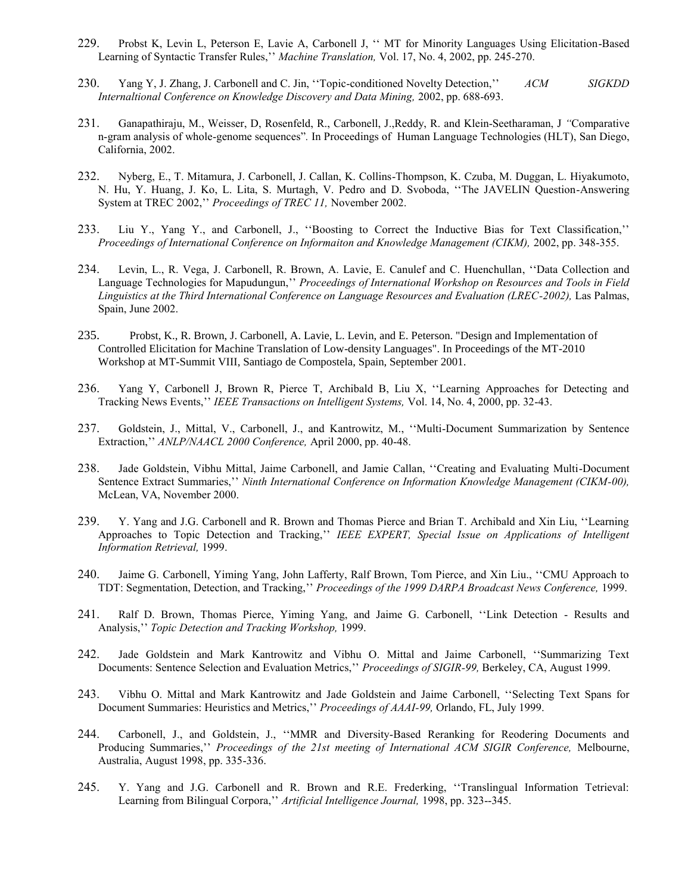229. Probst K, Levin L, Peterson E, Lavie A, Carbonell J, '' MT for Minority Languages Using Elicitation-Based Learning of Syntactic Transfer Rules,'' *Machine Translation,* Vol. 17, No. 4, 2002, pp. 245-270.

230. Yang Y, J. Zhang, J. Carbonell and C. Jin, ''Topic-conditioned Novelty Detection,'' *ACM SIGKDD Internaltional Conference on Knowledge Discovery and Data Mining,* 2002, pp. 688-693.

231. Ganapathiraju, M., Weisser, D, Rosenfeld, R., Carbonell, J.,Reddy, R. and Klein-Seetharaman, J *"*Comparative n-gram analysis of whole-genome sequences"*.* In Proceedings of Human Language Technologies (HLT), San Diego, California, 2002.

232. Nyberg, E., T. Mitamura, J. Carbonell, J. Callan, K. Collins-Thompson, K. Czuba, M. Duggan, L. Hiyakumoto, N. Hu, Y. Huang, J. Ko, L. Lita, S. Murtagh, V. Pedro and D. Svoboda, ''The JAVELIN Question-Answering System at TREC 2002,'' *Proceedings of TREC 11,* November 2002.

233. Liu Y., Yang Y., and Carbonell, J., ''Boosting to Correct the Inductive Bias for Text Classification,'' *Proceedings of International Conference on Informaiton and Knowledge Management (CIKM),* 2002, pp. 348-355.

234. Levin, L., R. Vega, J. Carbonell, R. Brown, A. Lavie, E. Canulef and C. Huenchullan, ''Data Collection and Language Technologies for Mapudungun,'' *Proceedings of International Workshop on Resources and Tools in Field Linguistics at the Third International Conference on Language Resources and Evaluation (LREC-2002),* Las Palmas, Spain, June 2002.

235. Probst, K., R. Brown, J. Carbonell, A. Lavie, L. Levin, and E. Peterson. "Design and Implementation of Controlled Elicitation for Machine Translation of Low-density Languages". In Proceedings of the MT-2010 Workshop at MT-Summit VIII, Santiago de Compostela, Spain, September 2001.

236. Yang Y, Carbonell J, Brown R, Pierce T, Archibald B, Liu X, ''Learning Approaches for Detecting and Tracking News Events,'' *IEEE Transactions on Intelligent Systems,* Vol. 14, No. 4, 2000, pp. 32-43.

237. Goldstein, J., Mittal, V., Carbonell, J., and Kantrowitz, M., ''Multi-Document Summarization by Sentence Extraction,'' *ANLP/NAACL 2000 Conference,* April 2000, pp. 40-48.

238. Jade Goldstein, Vibhu Mittal, Jaime Carbonell, and Jamie Callan, ''Creating and Evaluating Multi-Document Sentence Extract Summaries,'' *Ninth International Conference on Information Knowledge Management (CIKM-00),* McLean, VA, November 2000.

239. Y. Yang and J.G. Carbonell and R. Brown and Thomas Pierce and Brian T. Archibald and Xin Liu, ''Learning Approaches to Topic Detection and Tracking,'' *IEEE EXPERT, Special Issue on Applications of Intelligent Information Retrieval,* 1999.

240. Jaime G. Carbonell, Yiming Yang, John Lafferty, Ralf Brown, Tom Pierce, and Xin Liu., ''CMU Approach to TDT: Segmentation, Detection, and Tracking,'' *Proceedings of the 1999 DARPA Broadcast News Conference,* 1999.

241. Ralf D. Brown, Thomas Pierce, Yiming Yang, and Jaime G. Carbonell, ''Link Detection - Results and Analysis,'' *Topic Detection and Tracking Workshop,* 1999.

242. Jade Goldstein and Mark Kantrowitz and Vibhu O. Mittal and Jaime Carbonell, ''Summarizing Text Documents: Sentence Selection and Evaluation Metrics,'' *Proceedings of SIGIR-99,* Berkeley, CA, August 1999.

243. Vibhu O. Mittal and Mark Kantrowitz and Jade Goldstein and Jaime Carbonell, ''Selecting Text Spans for Document Summaries: Heuristics and Metrics,'' *Proceedings of AAAI-99,* Orlando, FL, July 1999.

244. Carbonell, J., and Goldstein, J., ''MMR and Diversity-Based Reranking for Reodering Documents and Producing Summaries,'' *Proceedings of the 21st meeting of International ACM SIGIR Conference,* Melbourne, Australia, August 1998, pp. 335-336.

245. Y. Yang and J.G. Carbonell and R. Brown and R.E. Frederking, ''Translingual Information Tetrieval: Learning from Bilingual Corpora,'' *Artificial Intelligence Journal,* 1998, pp. 323--345.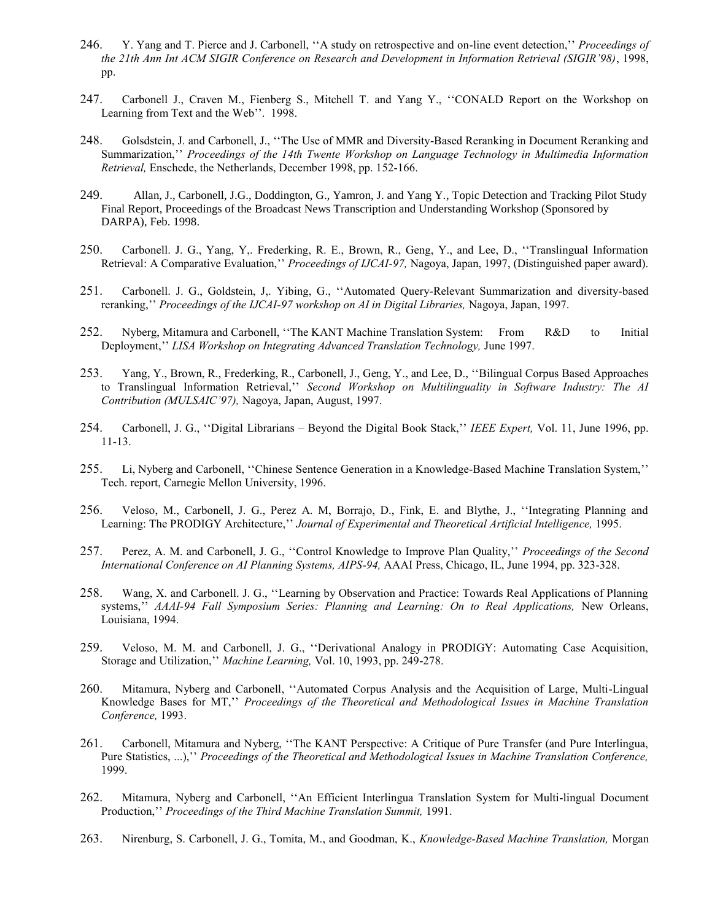246. Y. Yang and T. Pierce and J. Carbonell, ''A study on retrospective and on-line event detection,'' *Proceedings of the 21th Ann Int ACM SIGIR Conference on Research and Development in Information Retrieval (SIGIR'98)*, 1998, pp.

247. Carbonell J., Craven M., Fienberg S., Mitchell T. and Yang Y., ''CONALD Report on the Workshop on Learning from Text and the Web''. 1998.

248. Golsdstein, J. and Carbonell, J., ''The Use of MMR and Diversity-Based Reranking in Document Reranking and Summarization,'' *Proceedings of the 14th Twente Workshop on Language Technology in Multimedia Information Retrieval,* Enschede, the Netherlands, December 1998, pp. 152-166.

249. Allan, J., Carbonell, J.G., Doddington, G., Yamron, J. and Yang Y., Topic Detection and Tracking Pilot Study Final Report, Proceedings of the Broadcast News Transcription and Understanding Workshop (Sponsored by DARPA), Feb. 1998.

250. Carbonell. J. G., Yang, Y,. Frederking, R. E., Brown, R., Geng, Y., and Lee, D., ''Translingual Information Retrieval: A Comparative Evaluation,'' *Proceedings of IJCAI-97,* Nagoya, Japan, 1997, (Distinguished paper award).

251. Carbonell. J. G., Goldstein, J,. Yibing, G., ''Automated Query-Relevant Summarization and diversity-based reranking,'' *Proceedings of the IJCAI-97 workshop on AI in Digital Libraries,* Nagoya, Japan, 1997.

252. Nyberg, Mitamura and Carbonell, ''The KANT Machine Translation System: From R&D to Initial Deployment,'' *LISA Workshop on Integrating Advanced Translation Technology,* June 1997.

253. Yang, Y., Brown, R., Frederking, R., Carbonell, J., Geng, Y., and Lee, D., ''Bilingual Corpus Based Approaches to Translingual Information Retrieval,'' *Second Workshop on Multilinguality in Software Industry: The AI Contribution (MULSAIC'97),* Nagoya, Japan, August, 1997.

254. Carbonell, J. G., ''Digital Librarians – Beyond the Digital Book Stack,'' *IEEE Expert,* Vol. 11, June 1996, pp. 11-13.

255. Li, Nyberg and Carbonell, ''Chinese Sentence Generation in a Knowledge-Based Machine Translation System,'' Tech. report, Carnegie Mellon University, 1996.

256. Veloso, M., Carbonell, J. G., Perez A. M, Borrajo, D., Fink, E. and Blythe, J., ''Integrating Planning and Learning: The PRODIGY Architecture,'' *Journal of Experimental and Theoretical Artificial Intelligence,* 1995.

257. Perez, A. M. and Carbonell, J. G., ''Control Knowledge to Improve Plan Quality,'' *Proceedings of the Second International Conference on AI Planning Systems, AIPS-94,* AAAI Press, Chicago, IL, June 1994, pp. 323-328.

258. Wang, X. and Carbonell. J. G., ''Learning by Observation and Practice: Towards Real Applications of Planning systems,'' *AAAI-94 Fall Symposium Series: Planning and Learning: On to Real Applications,* New Orleans, Louisiana, 1994.

259. Veloso, M. M. and Carbonell, J. G., ''Derivational Analogy in PRODIGY: Automating Case Acquisition, Storage and Utilization,'' *Machine Learning,* Vol. 10, 1993, pp. 249-278.

260. Mitamura, Nyberg and Carbonell, ''Automated Corpus Analysis and the Acquisition of Large, Multi-Lingual Knowledge Bases for MT,'' *Proceedings of the Theoretical and Methodological Issues in Machine Translation Conference,* 1993.

261. Carbonell, Mitamura and Nyberg, ''The KANT Perspective: A Critique of Pure Transfer (and Pure Interlingua, Pure Statistics, ...),'' *Proceedings of the Theoretical and Methodological Issues in Machine Translation Conference,* 1999.

262. Mitamura, Nyberg and Carbonell, ''An Efficient Interlingua Translation System for Multi-lingual Document Production,'' *Proceedings of the Third Machine Translation Summit,* 1991.

263. Nirenburg, S. Carbonell, J. G., Tomita, M., and Goodman, K., *Knowledge-Based Machine Translation,* Morgan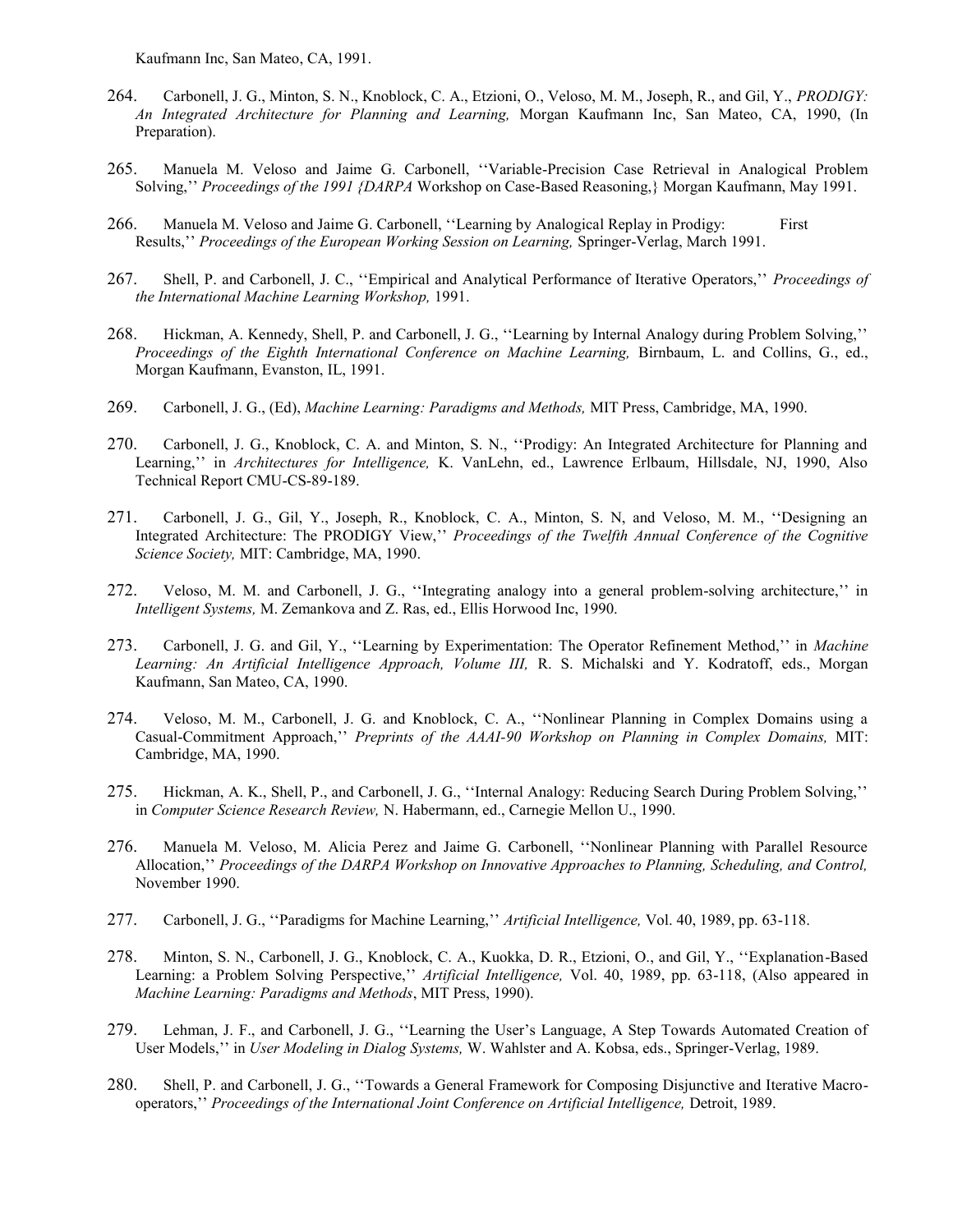Kaufmann Inc, San Mateo, CA, 1991.

264. Carbonell, J. G., Minton, S. N., Knoblock, C. A., Etzioni, O., Veloso, M. M., Joseph, R., and Gil, Y., *PRODIGY: An Integrated Architecture for Planning and Learning,* Morgan Kaufmann Inc, San Mateo, CA, 1990, (In Preparation).

265. Manuela M. Veloso and Jaime G. Carbonell, ''Variable-Precision Case Retrieval in Analogical Problem Solving,'' *Proceedings of the 1991 {DARPA* Workshop on Case-Based Reasoning,} Morgan Kaufmann, May 1991.

266. Manuela M. Veloso and Jaime G. Carbonell, ''Learning by Analogical Replay in Prodigy: First Results,'' *Proceedings of the European Working Session on Learning,* Springer-Verlag, March 1991.

267. Shell, P. and Carbonell, J. C., ''Empirical and Analytical Performance of Iterative Operators,'' *Proceedings of the International Machine Learning Workshop,* 1991.

268. Hickman, A. Kennedy, Shell, P. and Carbonell, J. G., ''Learning by Internal Analogy during Problem Solving,'' *Proceedings of the Eighth International Conference on Machine Learning,* Birnbaum, L. and Collins, G., ed., Morgan Kaufmann, Evanston, IL, 1991.

269. Carbonell, J. G., (Ed), *Machine Learning: Paradigms and Methods,* MIT Press, Cambridge, MA, 1990.

270. Carbonell, J. G., Knoblock, C. A. and Minton, S. N., ''Prodigy: An Integrated Architecture for Planning and Learning,'' in *Architectures for Intelligence,* K. VanLehn, ed., Lawrence Erlbaum, Hillsdale, NJ, 1990, Also Technical Report CMU-CS-89-189.

271. Carbonell, J. G., Gil, Y., Joseph, R., Knoblock, C. A., Minton, S. N, and Veloso, M. M., ''Designing an Integrated Architecture: The PRODIGY View,'' *Proceedings of the Twelfth Annual Conference of the Cognitive Science Society,* MIT: Cambridge, MA, 1990.

272. Veloso, M. M. and Carbonell, J. G., ''Integrating analogy into a general problem-solving architecture,'' in *Intelligent Systems,* M. Zemankova and Z. Ras, ed., Ellis Horwood Inc, 1990.

273. Carbonell, J. G. and Gil, Y., ''Learning by Experimentation: The Operator Refinement Method,'' in *Machine Learning: An Artificial Intelligence Approach, Volume III,* R. S. Michalski and Y. Kodratoff, eds., Morgan Kaufmann, San Mateo, CA, 1990.

274. Veloso, M. M., Carbonell, J. G. and Knoblock, C. A., ''Nonlinear Planning in Complex Domains using a Casual-Commitment Approach,'' *Preprints of the AAAI-90 Workshop on Planning in Complex Domains,* MIT: Cambridge, MA, 1990.

275. Hickman, A. K., Shell, P., and Carbonell, J. G., ''Internal Analogy: Reducing Search During Problem Solving,'' in *Computer Science Research Review,* N. Habermann, ed., Carnegie Mellon U., 1990.

276. Manuela M. Veloso, M. Alicia Perez and Jaime G. Carbonell, ''Nonlinear Planning with Parallel Resource Allocation,'' *Proceedings of the DARPA Workshop on Innovative Approaches to Planning, Scheduling, and Control,* November 1990.

277. Carbonell, J. G., ''Paradigms for Machine Learning,'' *Artificial Intelligence,* Vol. 40, 1989, pp. 63-118.

278. Minton, S. N., Carbonell, J. G., Knoblock, C. A., Kuokka, D. R., Etzioni, O., and Gil, Y., ''Explanation-Based Learning: a Problem Solving Perspective,'' *Artificial Intelligence,* Vol. 40, 1989, pp. 63-118, (Also appeared in *Machine Learning: Paradigms and Methods*, MIT Press, 1990).

279. Lehman, J. F., and Carbonell, J. G., ''Learning the User's Language, A Step Towards Automated Creation of User Models,'' in *User Modeling in Dialog Systems,* W. Wahlster and A. Kobsa, eds., Springer-Verlag, 1989.

280. Shell, P. and Carbonell, J. G., ''Towards a General Framework for Composing Disjunctive and Iterative Macro-operators,'' *Proceedings of the International Joint Conference on Artificial Intelligence,* Detroit, 1989.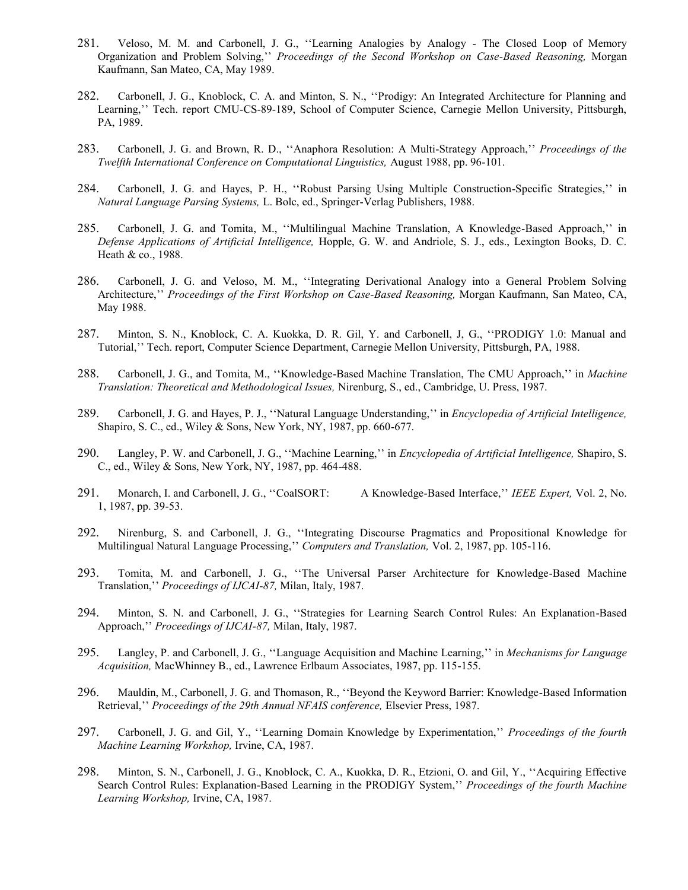281. Veloso, M. M. and Carbonell, J. G., ''Learning Analogies by Analogy - The Closed Loop of Memory Organization and Problem Solving,'' *Proceedings of the Second Workshop on Case-Based Reasoning,* Morgan Kaufmann, San Mateo, CA, May 1989.

282. Carbonell, J. G., Knoblock, C. A. and Minton, S. N., ''Prodigy: An Integrated Architecture for Planning and Learning,'' Tech. report CMU-CS-89-189, School of Computer Science, Carnegie Mellon University, Pittsburgh, PA, 1989.

283. Carbonell, J. G. and Brown, R. D., ''Anaphora Resolution: A Multi-Strategy Approach,'' *Proceedings of the Twelfth International Conference on Computational Linguistics,* August 1988, pp. 96-101.

284. Carbonell, J. G. and Hayes, P. H., ''Robust Parsing Using Multiple Construction-Specific Strategies,'' in *Natural Language Parsing Systems,* L. Bolc, ed., Springer-Verlag Publishers, 1988.

285. Carbonell, J. G. and Tomita, M., ''Multilingual Machine Translation, A Knowledge-Based Approach,'' in *Defense Applications of Artificial Intelligence,* Hopple, G. W. and Andriole, S. J., eds., Lexington Books, D. C. Heath & co., 1988.

286. Carbonell, J. G. and Veloso, M. M., ''Integrating Derivational Analogy into a General Problem Solving Architecture,'' *Proceedings of the First Workshop on Case-Based Reasoning,* Morgan Kaufmann, San Mateo, CA, May 1988.

287. Minton, S. N., Knoblock, C. A. Kuokka, D. R. Gil, Y. and Carbonell, J, G., ''PRODIGY 1.0: Manual and Tutorial,'' Tech. report, Computer Science Department, Carnegie Mellon University, Pittsburgh, PA, 1988.

288. Carbonell, J. G., and Tomita, M., ''Knowledge-Based Machine Translation, The CMU Approach,'' in *Machine Translation: Theoretical and Methodological Issues,* Nirenburg, S., ed., Cambridge, U. Press, 1987.

289. Carbonell, J. G. and Hayes, P. J., ''Natural Language Understanding,'' in *Encyclopedia of Artificial Intelligence,* Shapiro, S. C., ed., Wiley & Sons, New York, NY, 1987, pp. 660-677.

290. Langley, P. W. and Carbonell, J. G., ''Machine Learning,'' in *Encyclopedia of Artificial Intelligence,* Shapiro, S. C., ed., Wiley & Sons, New York, NY, 1987, pp. 464-488.

291. Monarch, I. and Carbonell, J. G., ''CoalSORT: A Knowledge-Based Interface,'' *IEEE Expert,* Vol. 2, No. 1, 1987, pp. 39-53.

292. Nirenburg, S. and Carbonell, J. G., ''Integrating Discourse Pragmatics and Propositional Knowledge for Multilingual Natural Language Processing,'' *Computers and Translation,* Vol. 2, 1987, pp. 105-116.

293. Tomita, M. and Carbonell, J. G., ''The Universal Parser Architecture for Knowledge-Based Machine Translation,'' *Proceedings of IJCAI-87,* Milan, Italy, 1987.

294. Minton, S. N. and Carbonell, J. G., ''Strategies for Learning Search Control Rules: An Explanation-Based Approach,'' *Proceedings of IJCAI-87,* Milan, Italy, 1987.

295. Langley, P. and Carbonell, J. G., ''Language Acquisition and Machine Learning,'' in *Mechanisms for Language Acquisition,* MacWhinney B., ed., Lawrence Erlbaum Associates, 1987, pp. 115-155.

296. Mauldin, M., Carbonell, J. G. and Thomason, R., ''Beyond the Keyword Barrier: Knowledge-Based Information Retrieval,'' *Proceedings of the 29th Annual NFAIS conference,* Elsevier Press, 1987.

297. Carbonell, J. G. and Gil, Y., ''Learning Domain Knowledge by Experimentation,'' *Proceedings of the fourth Machine Learning Workshop,* Irvine, CA, 1987.

298. Minton, S. N., Carbonell, J. G., Knoblock, C. A., Kuokka, D. R., Etzioni, O. and Gil, Y., ''Acquiring Effective Search Control Rules: Explanation-Based Learning in the PRODIGY System,'' *Proceedings of the fourth Machine Learning Workshop,* Irvine, CA, 1987.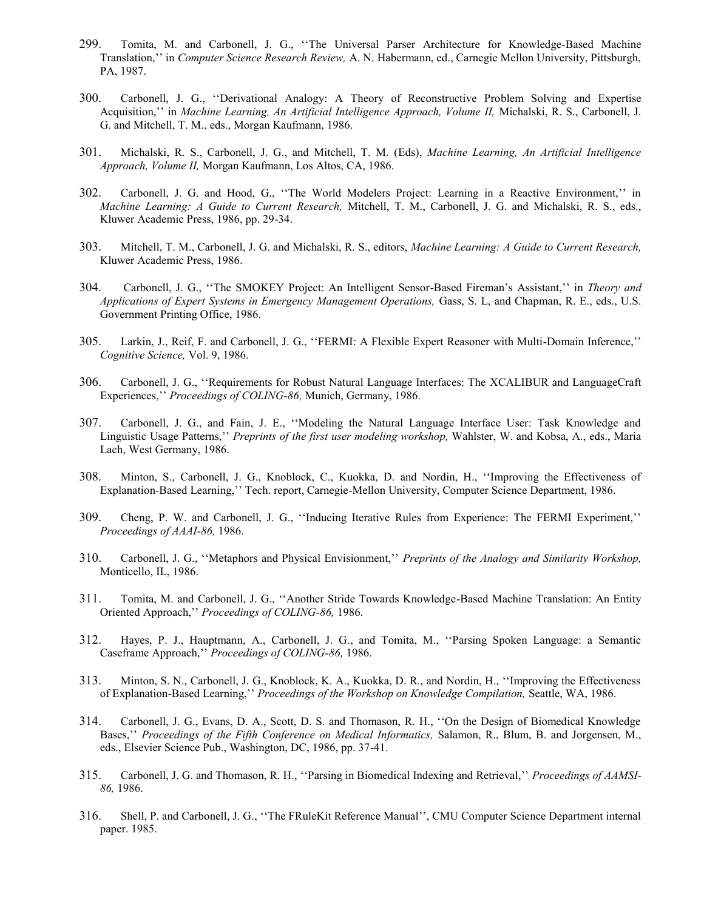299. Tomita, M. and Carbonell, J. G., ''The Universal Parser Architecture for Knowledge-Based Machine Translation,'' in *Computer Science Research Review,* A. N. Habermann, ed., Carnegie Mellon University, Pittsburgh, PA, 1987.

300. Carbonell, J. G., ''Derivational Analogy: A Theory of Reconstructive Problem Solving and Expertise Acquisition,'' in *Machine Learning, An Artificial Intelligence Approach, Volume II,* Michalski, R. S., Carbonell, J. G. and Mitchell, T. M., eds., Morgan Kaufmann, 1986.

301. Michalski, R. S., Carbonell, J. G., and Mitchell, T. M. (Eds), *Machine Learning, An Artificial Intelligence Approach, Volume II,* Morgan Kaufmann, Los Altos, CA, 1986.

302. Carbonell, J. G. and Hood, G., ''The World Modelers Project: Learning in a Reactive Environment,'' in *Machine Learning: A Guide to Current Research,* Mitchell, T. M., Carbonell, J. G. and Michalski, R. S., eds., Kluwer Academic Press, 1986, pp. 29-34.

303. Mitchell, T. M., Carbonell, J. G. and Michalski, R. S., editors, *Machine Learning: A Guide to Current Research,* Kluwer Academic Press, 1986.

304. Carbonell, J. G., ''The SMOKEY Project: An Intelligent Sensor-Based Fireman's Assistant,'' in *Theory and Applications of Expert Systems in Emergency Management Operations,* Gass, S. L, and Chapman, R. E., eds., U.S. Government Printing Office, 1986.

305. Larkin, J., Reif, F. and Carbonell, J. G., ''FERMI: A Flexible Expert Reasoner with Multi-Domain Inference,'' *Cognitive Science,* Vol. 9, 1986.

306. Carbonell, J. G., ''Requirements for Robust Natural Language Interfaces: The XCALIBUR and LanguageCraft Experiences,'' *Proceedings of COLING-86,* Munich, Germany, 1986.

307. Carbonell, J. G., and Fain, J. E., ''Modeling the Natural Language Interface User: Task Knowledge and Linguistic Usage Patterns,'' *Preprints of the first user modeling workshop,* Wahlster, W. and Kobsa, A., eds., Maria Lach, West Germany, 1986.

308. Minton, S., Carbonell, J. G., Knoblock, C., Kuokka, D. and Nordin, H., ''Improving the Effectiveness of Explanation-Based Learning,'' Tech. report, Carnegie-Mellon University, Computer Science Department, 1986.

309. Cheng, P. W. and Carbonell, J. G., ''Inducing Iterative Rules from Experience: The FERMI Experiment,'' *Proceedings of AAAI-86,* 1986.

310. Carbonell, J. G., ''Metaphors and Physical Envisionment,'' *Preprints of the Analogy and Similarity Workshop,* Monticello, IL, 1986.

311. Tomita, M. and Carbonell, J. G., ''Another Stride Towards Knowledge-Based Machine Translation: An Entity Oriented Approach,'' *Proceedings of COLING-86,* 1986.

312. Hayes, P. J., Hauptmann, A., Carbonell, J. G., and Tomita, M., ''Parsing Spoken Language: a Semantic Caseframe Approach,'' *Proceedings of COLING-86,* 1986.

313. Minton, S. N., Carbonell, J. G., Knoblock, K. A., Kuokka, D. R., and Nordin, H., ''Improving the Effectiveness of Explanation-Based Learning,'' *Proceedings of the Workshop on Knowledge Compilation,* Seattle, WA, 1986.

314. Carbonell, J. G., Evans, D. A., Scott, D. S. and Thomason, R. H., ''On the Design of Biomedical Knowledge Bases,'' *Proceedings of the Fifth Conference on Medical Informatics,* Salamon, R., Blum, B. and Jorgensen, M., eds., Elsevier Science Pub., Washington, DC, 1986, pp. 37-41.

315. Carbonell, J. G. and Thomason, R. H., ''Parsing in Biomedical Indexing and Retrieval,'' *Proceedings of AAMSI-86,* 1986.

316. Shell, P. and Carbonell, J. G., ''The FRuleKit Reference Manual'', CMU Computer Science Department internal paper. 1985.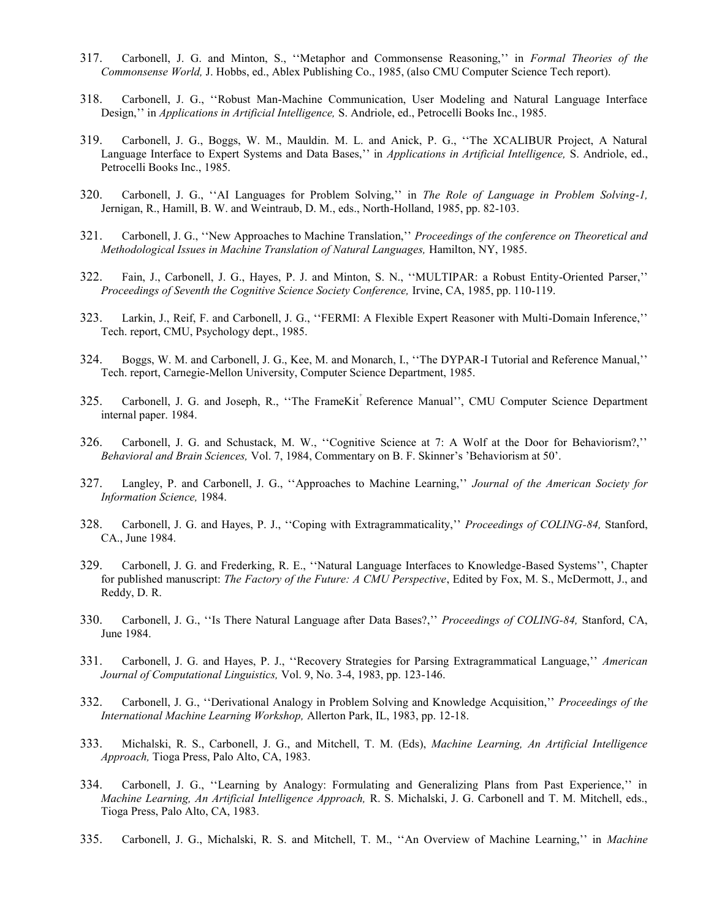317. Carbonell, J. G. and Minton, S., ''Metaphor and Commonsense Reasoning,'' in *Formal Theories of the Commonsense World,* J. Hobbs, ed., Ablex Publishing Co., 1985, (also CMU Computer Science Tech report).

318. Carbonell, J. G., ''Robust Man-Machine Communication, User Modeling and Natural Language Interface Design,'' in *Applications in Artificial Intelligence,* S. Andriole, ed., Petrocelli Books Inc., 1985.

319. Carbonell, J. G., Boggs, W. M., Mauldin. M. L. and Anick, P. G., ''The XCALIBUR Project, A Natural Language Interface to Expert Systems and Data Bases,'' in *Applications in Artificial Intelligence,* S. Andriole, ed., Petrocelli Books Inc., 1985.

320. Carbonell, J. G., ''AI Languages for Problem Solving,'' in *The Role of Language in Problem Solving-1,* Jernigan, R., Hamill, B. W. and Weintraub, D. M., eds., North-Holland, 1985, pp. 82-103.

321. Carbonell, J. G., ''New Approaches to Machine Translation,'' *Proceedings of the conference on Theoretical and Methodological Issues in Machine Translation of Natural Languages,* Hamilton, NY, 1985.

322. Fain, J., Carbonell, J. G., Hayes, P. J. and Minton, S. N., ''MULTIPAR: a Robust Entity-Oriented Parser,'' *Proceedings of Seventh the Cognitive Science Society Conference,* Irvine, CA, 1985, pp. 110-119.

323. Larkin, J., Reif, F. and Carbonell, J. G., ''FERMI: A Flexible Expert Reasoner with Multi-Domain Inference,'' Tech. report, CMU, Psychology dept., 1985.

324. Boggs, W. M. and Carbonell, J. G., Kee, M. and Monarch, I., ''The DYPAR-I Tutorial and Reference Manual,'' Tech. report, Carnegie-Mellon University, Computer Science Department, 1985.

325. Carbonell, J. G. and Joseph, R., ''The FrameKit+ Reference Manual'', CMU Computer Science Department internal paper. 1984.

326. Carbonell, J. G. and Schustack, M. W., ''Cognitive Science at 7: A Wolf at the Door for Behaviorism?,'' *Behavioral and Brain Sciences,* Vol. 7, 1984, Commentary on B. F. Skinner's 'Behaviorism at 50'.

327. Langley, P. and Carbonell, J. G., ''Approaches to Machine Learning,'' *Journal of the American Society for Information Science,* 1984.

328. Carbonell, J. G. and Hayes, P. J., ''Coping with Extragrammaticality,'' *Proceedings of COLING-84,* Stanford, CA., June 1984.

329. Carbonell, J. G. and Frederking, R. E., ''Natural Language Interfaces to Knowledge-Based Systems'', Chapter for published manuscript: *The Factory of the Future: A CMU Perspective*, Edited by Fox, M. S., McDermott, J., and Reddy, D. R.

330. Carbonell, J. G., ''Is There Natural Language after Data Bases?,'' *Proceedings of COLING-84,* Stanford, CA, June 1984.

331. Carbonell, J. G. and Hayes, P. J., ''Recovery Strategies for Parsing Extragrammatical Language,'' *American Journal of Computational Linguistics,* Vol. 9, No. 3-4, 1983, pp. 123-146.

332. Carbonell, J. G., ''Derivational Analogy in Problem Solving and Knowledge Acquisition,'' *Proceedings of the International Machine Learning Workshop,* Allerton Park, IL, 1983, pp. 12-18.

333. Michalski, R. S., Carbonell, J. G., and Mitchell, T. M. (Eds), *Machine Learning, An Artificial Intelligence Approach,* Tioga Press, Palo Alto, CA, 1983.

334. Carbonell, J. G., ''Learning by Analogy: Formulating and Generalizing Plans from Past Experience,'' in *Machine Learning, An Artificial Intelligence Approach,* R. S. Michalski, J. G. Carbonell and T. M. Mitchell, eds., Tioga Press, Palo Alto, CA, 1983.

335. Carbonell, J. G., Michalski, R. S. and Mitchell, T. M., ''An Overview of Machine Learning,'' in *Machine*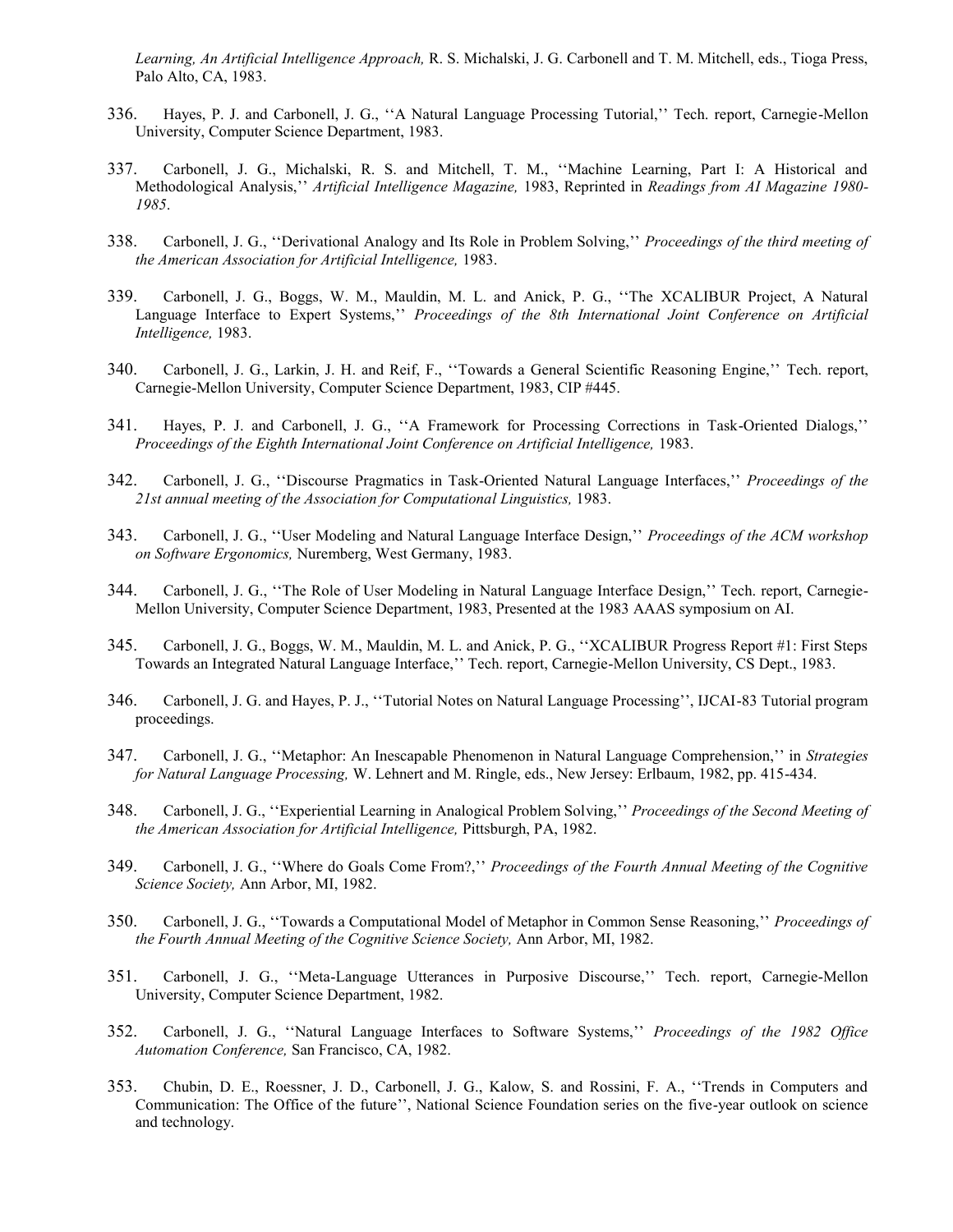*Learning, An Artificial Intelligence Approach,* R. S. Michalski, J. G. Carbonell and T. M. Mitchell, eds., Tioga Press, Palo Alto, CA, 1983.

336. Hayes, P. J. and Carbonell, J. G., ''A Natural Language Processing Tutorial,'' Tech. report, Carnegie-Mellon University, Computer Science Department, 1983.

337. Carbonell, J. G., Michalski, R. S. and Mitchell, T. M., ''Machine Learning, Part I: A Historical and Methodological Analysis,'' *Artificial Intelligence Magazine,* 1983, Reprinted in *Readings from AI Magazine 1980-1985*.

338. Carbonell, J. G., ''Derivational Analogy and Its Role in Problem Solving,'' *Proceedings of the third meeting of the American Association for Artificial Intelligence,* 1983.

339. Carbonell, J. G., Boggs, W. M., Mauldin, M. L. and Anick, P. G., ''The XCALIBUR Project, A Natural Language Interface to Expert Systems,'' *Proceedings of the 8th International Joint Conference on Artificial Intelligence,* 1983.

340. Carbonell, J. G., Larkin, J. H. and Reif, F., ''Towards a General Scientific Reasoning Engine,'' Tech. report, Carnegie-Mellon University, Computer Science Department, 1983, CIP #445.

341. Hayes, P. J. and Carbonell, J. G., ''A Framework for Processing Corrections in Task-Oriented Dialogs,'' *Proceedings of the Eighth International Joint Conference on Artificial Intelligence,* 1983.

342. Carbonell, J. G., ''Discourse Pragmatics in Task-Oriented Natural Language Interfaces,'' *Proceedings of the 21st annual meeting of the Association for Computational Linguistics,* 1983.

343. Carbonell, J. G., ''User Modeling and Natural Language Interface Design,'' *Proceedings of the ACM workshop on Software Ergonomics,* Nuremberg, West Germany, 1983.

344. Carbonell, J. G., ''The Role of User Modeling in Natural Language Interface Design,'' Tech. report, Carnegie-Mellon University, Computer Science Department, 1983, Presented at the 1983 AAAS symposium on AI.

345. Carbonell, J. G., Boggs, W. M., Mauldin, M. L. and Anick, P. G., ''XCALIBUR Progress Report #1: First Steps Towards an Integrated Natural Language Interface,'' Tech. report, Carnegie-Mellon University, CS Dept., 1983.

346. Carbonell, J. G. and Hayes, P. J., ''Tutorial Notes on Natural Language Processing'', IJCAI-83 Tutorial program proceedings.

347. Carbonell, J. G., ''Metaphor: An Inescapable Phenomenon in Natural Language Comprehension,'' in *Strategies for Natural Language Processing,* W. Lehnert and M. Ringle, eds., New Jersey: Erlbaum, 1982, pp. 415-434.

348. Carbonell, J. G., ''Experiential Learning in Analogical Problem Solving,'' *Proceedings of the Second Meeting of the American Association for Artificial Intelligence,* Pittsburgh, PA, 1982.

349. Carbonell, J. G., ''Where do Goals Come From?,'' *Proceedings of the Fourth Annual Meeting of the Cognitive Science Society,* Ann Arbor, MI, 1982.

350. Carbonell, J. G., ''Towards a Computational Model of Metaphor in Common Sense Reasoning,'' *Proceedings of the Fourth Annual Meeting of the Cognitive Science Society,* Ann Arbor, MI, 1982.

351. Carbonell, J. G., ''Meta-Language Utterances in Purposive Discourse,'' Tech. report, Carnegie-Mellon University, Computer Science Department, 1982.

352. Carbonell, J. G., ''Natural Language Interfaces to Software Systems,'' *Proceedings of the 1982 Office Automation Conference,* San Francisco, CA, 1982.

353. Chubin, D. E., Roessner, J. D., Carbonell, J. G., Kalow, S. and Rossini, F. A., ''Trends in Computers and Communication: The Office of the future'', National Science Foundation series on the five-year outlook on science and technology.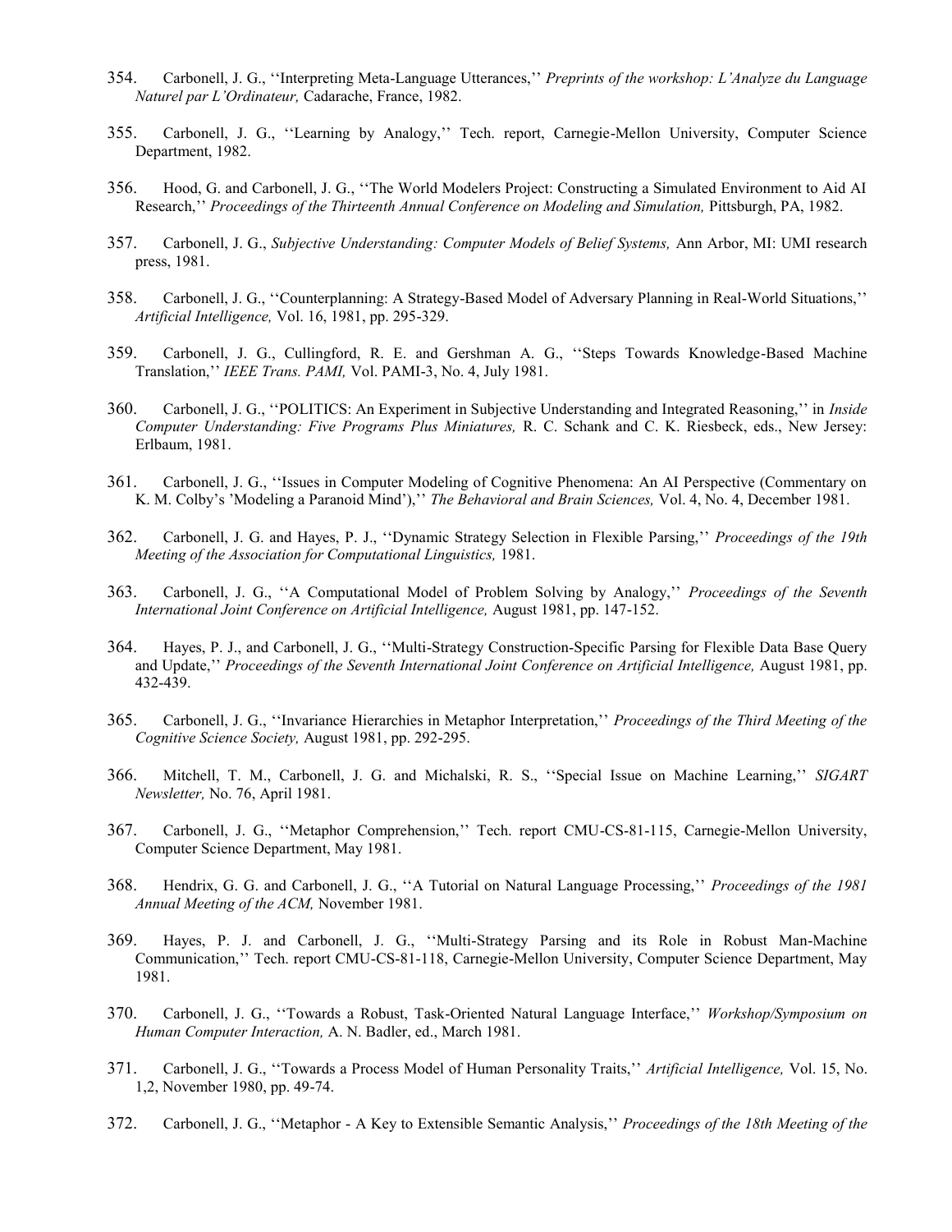354. Carbonell, J. G., ''Interpreting Meta-Language Utterances,'' *Preprints of the workshop: L'Analyze du Language Naturel par L'Ordinateur,* Cadarache, France, 1982.

355. Carbonell, J. G., ''Learning by Analogy,'' Tech. report, Carnegie-Mellon University, Computer Science Department, 1982.

356. Hood, G. and Carbonell, J. G., ''The World Modelers Project: Constructing a Simulated Environment to Aid AI Research,'' *Proceedings of the Thirteenth Annual Conference on Modeling and Simulation,* Pittsburgh, PA, 1982.

357. Carbonell, J. G., *Subjective Understanding: Computer Models of Belief Systems,* Ann Arbor, MI: UMI research press, 1981.

358. Carbonell, J. G., ''Counterplanning: A Strategy-Based Model of Adversary Planning in Real-World Situations,'' *Artificial Intelligence,* Vol. 16, 1981, pp. 295-329.

359. Carbonell, J. G., Cullingford, R. E. and Gershman A. G., ''Steps Towards Knowledge-Based Machine Translation,'' *IEEE Trans. PAMI,* Vol. PAMI-3, No. 4, July 1981.

360. Carbonell, J. G., ''POLITICS: An Experiment in Subjective Understanding and Integrated Reasoning,'' in *Inside Computer Understanding: Five Programs Plus Miniatures,* R. C. Schank and C. K. Riesbeck, eds., New Jersey: Erlbaum, 1981.

361. Carbonell, J. G., ''Issues in Computer Modeling of Cognitive Phenomena: An AI Perspective (Commentary on K. M. Colby's 'Modeling a Paranoid Mind'),'' *The Behavioral and Brain Sciences,* Vol. 4, No. 4, December 1981.

362. Carbonell, J. G. and Hayes, P. J., ''Dynamic Strategy Selection in Flexible Parsing,'' *Proceedings of the 19th Meeting of the Association for Computational Linguistics,* 1981.

363. Carbonell, J. G., ''A Computational Model of Problem Solving by Analogy,'' *Proceedings of the Seventh International Joint Conference on Artificial Intelligence,* August 1981, pp. 147-152.

364. Hayes, P. J., and Carbonell, J. G., ''Multi-Strategy Construction-Specific Parsing for Flexible Data Base Query and Update,'' *Proceedings of the Seventh International Joint Conference on Artificial Intelligence,* August 1981, pp. 432-439.

365. Carbonell, J. G., ''Invariance Hierarchies in Metaphor Interpretation,'' *Proceedings of the Third Meeting of the Cognitive Science Society,* August 1981, pp. 292-295.

366. Mitchell, T. M., Carbonell, J. G. and Michalski, R. S., ''Special Issue on Machine Learning,'' *SIGART Newsletter,* No. 76, April 1981.

367. Carbonell, J. G., ''Metaphor Comprehension,'' Tech. report CMU-CS-81-115, Carnegie-Mellon University, Computer Science Department, May 1981.

368. Hendrix, G. G. and Carbonell, J. G., ''A Tutorial on Natural Language Processing,'' *Proceedings of the 1981 Annual Meeting of the ACM,* November 1981.

369. Hayes, P. J. and Carbonell, J. G., ''Multi-Strategy Parsing and its Role in Robust Man-Machine Communication,'' Tech. report CMU-CS-81-118, Carnegie-Mellon University, Computer Science Department, May 1981.

370. Carbonell, J. G., ''Towards a Robust, Task-Oriented Natural Language Interface,'' *Workshop/Symposium on Human Computer Interaction,* A. N. Badler, ed., March 1981.

371. Carbonell, J. G., ''Towards a Process Model of Human Personality Traits,'' *Artificial Intelligence,* Vol. 15, No. 1,2, November 1980, pp. 49-74.

372. Carbonell, J. G., ''Metaphor - A Key to Extensible Semantic Analysis,'' *Proceedings of the 18th Meeting of the*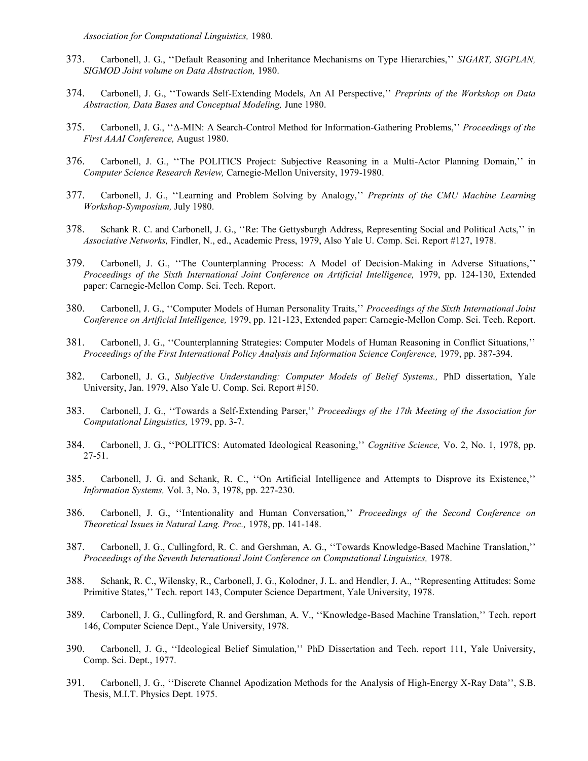*Association for Computational Linguistics,* 1980.

373. Carbonell, J. G., ''Default Reasoning and Inheritance Mechanisms on Type Hierarchies,'' *SIGART, SIGPLAN, SIGMOD Joint volume on Data Abstraction,* 1980.

374. Carbonell, J. G., ''Towards Self-Extending Models, An AI Perspective,'' *Preprints of the Workshop on Data Abstraction, Data Bases and Conceptual Modeling,* June 1980.

375. Carbonell, J. G., ''Δ-MIN: A Search-Control Method for Information-Gathering Problems,'' *Proceedings of the First AAAI Conference,* August 1980.

376. Carbonell, J. G., ''The POLITICS Project: Subjective Reasoning in a Multi-Actor Planning Domain,'' in *Computer Science Research Review,* Carnegie-Mellon University, 1979-1980.

377. Carbonell, J. G., ''Learning and Problem Solving by Analogy,'' *Preprints of the CMU Machine Learning Workshop-Symposium,* July 1980.

378. Schank R. C. and Carbonell, J. G., ''Re: The Gettysburgh Address, Representing Social and Political Acts,'' in *Associative Networks,* Findler, N., ed., Academic Press, 1979, Also Yale U. Comp. Sci. Report #127, 1978.

379. Carbonell, J. G., ''The Counterplanning Process: A Model of Decision-Making in Adverse Situations,'' *Proceedings of the Sixth International Joint Conference on Artificial Intelligence,* 1979, pp. 124-130, Extended paper: Carnegie-Mellon Comp. Sci. Tech. Report.

380. Carbonell, J. G., ''Computer Models of Human Personality Traits,'' *Proceedings of the Sixth International Joint Conference on Artificial Intelligence,* 1979, pp. 121-123, Extended paper: Carnegie-Mellon Comp. Sci. Tech. Report.

381. Carbonell, J. G., ''Counterplanning Strategies: Computer Models of Human Reasoning in Conflict Situations,'' *Proceedings of the First International Policy Analysis and Information Science Conference,* 1979, pp. 387-394.

382. Carbonell, J. G., *Subjective Understanding: Computer Models of Belief Systems.,* PhD dissertation, Yale University, Jan. 1979, Also Yale U. Comp. Sci. Report #150.

383. Carbonell, J. G., ''Towards a Self-Extending Parser,'' *Proceedings of the 17th Meeting of the Association for Computational Linguistics,* 1979, pp. 3-7.

384. Carbonell, J. G., ''POLITICS: Automated Ideological Reasoning,'' *Cognitive Science,* Vo. 2, No. 1, 1978, pp. 27-51.

385. Carbonell, J. G. and Schank, R. C., ''On Artificial Intelligence and Attempts to Disprove its Existence,'' *Information Systems,* Vol. 3, No. 3, 1978, pp. 227-230.

386. Carbonell, J. G., ''Intentionality and Human Conversation,'' *Proceedings of the Second Conference on Theoretical Issues in Natural Lang. Proc.,* 1978, pp. 141-148.

387. Carbonell, J. G., Cullingford, R. C. and Gershman, A. G., ''Towards Knowledge-Based Machine Translation,'' *Proceedings of the Seventh International Joint Conference on Computational Linguistics,* 1978.

388. Schank, R. C., Wilensky, R., Carbonell, J. G., Kolodner, J. L. and Hendler, J. A., ''Representing Attitudes: Some Primitive States,'' Tech. report 143, Computer Science Department, Yale University, 1978.

389. Carbonell, J. G., Cullingford, R. and Gershman, A. V., ''Knowledge-Based Machine Translation,'' Tech. report 146, Computer Science Dept., Yale University, 1978.

390. Carbonell, J. G., ''Ideological Belief Simulation,'' PhD Dissertation and Tech. report 111, Yale University, Comp. Sci. Dept., 1977.

391. Carbonell, J. G., ''Discrete Channel Apodization Methods for the Analysis of High-Energy X-Ray Data'', S.B. Thesis, M.I.T. Physics Dept. 1975.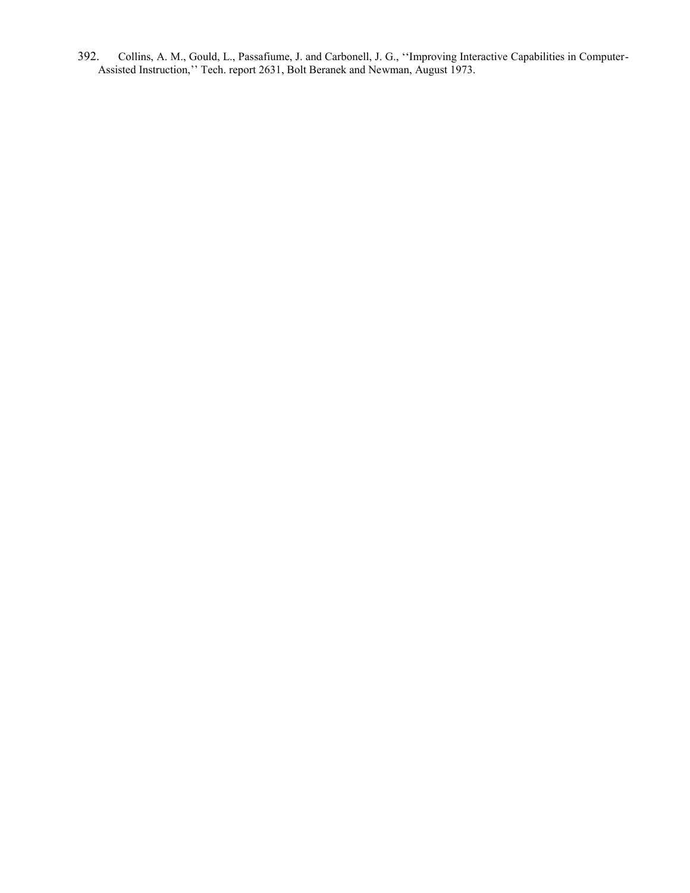392. Collins, A. M., Gould, L., Passafiume, J. and Carbonell, J. G., ''Improving Interactive Capabilities in Computer-Assisted Instruction,'' Tech. report 2631, Bolt Beranek and Newman, August 1973.